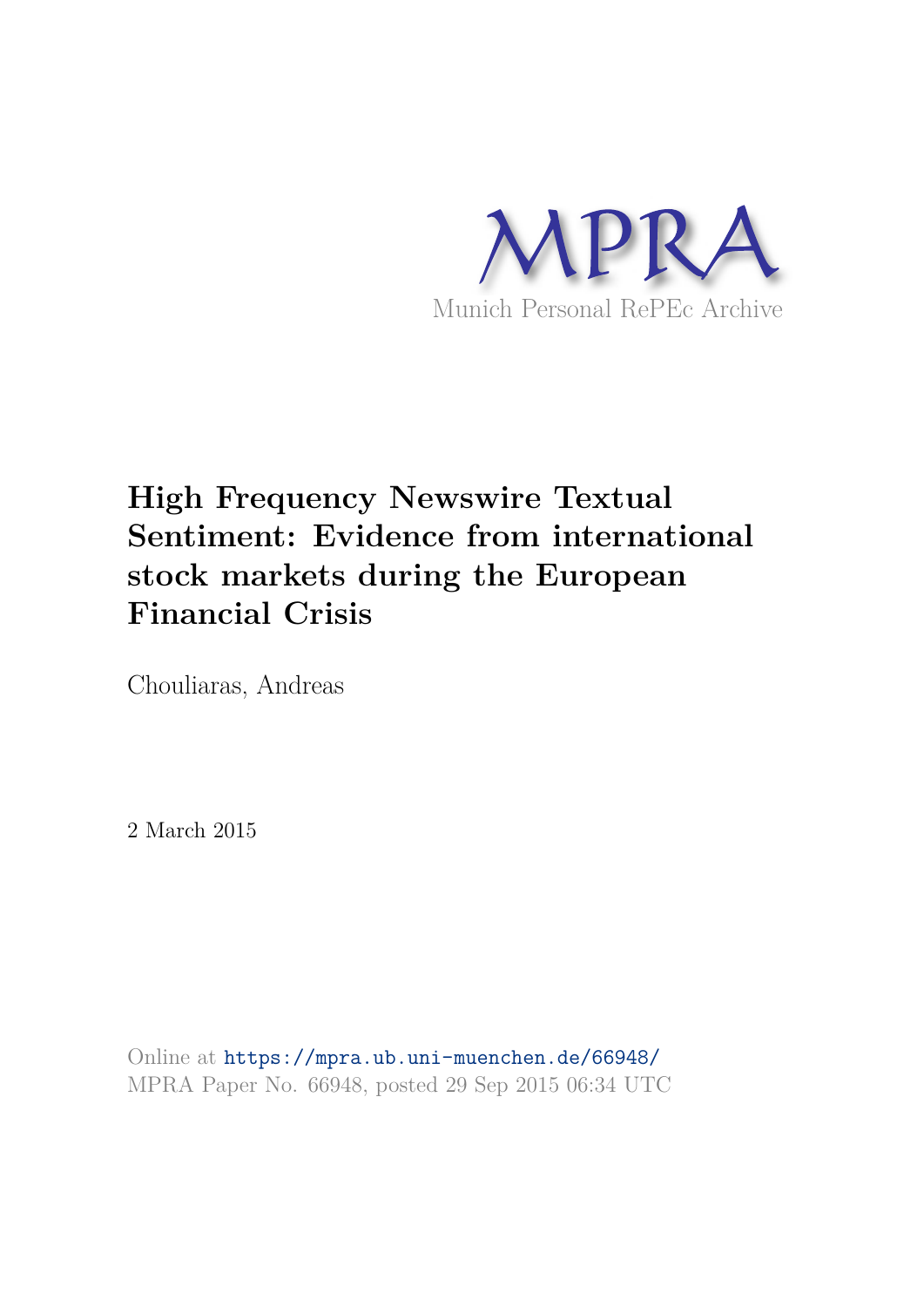MPRA

Munich Personal RePEc Archive

# High Frequency Newswire Textual Sentiment: Evidence from international stock markets during the European Financial Crisis

Chouliaras, Andreas

2 March 2015

Online at https://mpra.ub.uni-muenchen.de/66948/
MPRA Paper No. 66948, posted 29 Sep 2015 06:34 UTC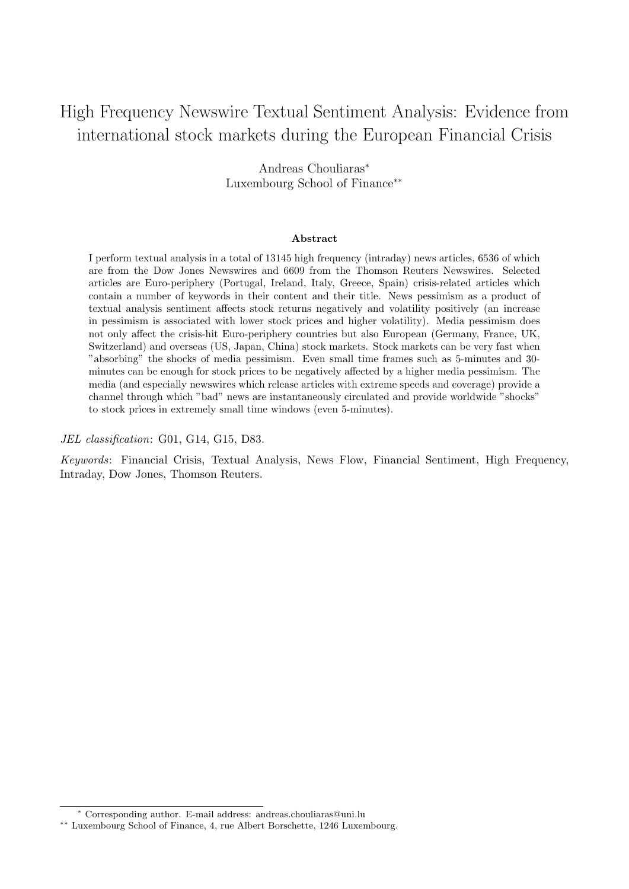# High Frequency Newswire Textual Sentiment Analysis: Evidence from international stock markets during the European Financial Crisis

Andreas Chouliaras*
Luxembourg School of Finance**

### Abstract

I perform textual analysis in a total of 13145 high frequency (intraday) news articles, 6536 of which are from the Dow Jones Newswires and 6609 from the Thomson Reuters Newswires. Selected articles are Euro-periphery (Portugal, Ireland, Italy, Greece, Spain) crisis-related articles which contain a number of keywords in their content and their title. News pessimism as a product of textual analysis sentiment affects stock returns negatively and volatility positively (an increase in pessimism is associated with lower stock prices and higher volatility). Media pessimism does not only affect the crisis-hit Euro-periphery countries but also European (Germany, France, UK, Switzerland) and overseas (US, Japan, China) stock markets. Stock markets can be very fast when "absorbing" the shocks of media pessimism. Even small time frames such as 5-minutes and 30-minutes can be enough for stock prices to be negatively affected by a higher media pessimism. The media (and especially newswires which release articles with extreme speeds and coverage) provide a channel through which "bad" news are instantaneously circulated and provide worldwide "shocks" to stock prices in extremely small time windows (even 5-minutes).

*JEL classification*: G01, G14, G15, D83.

*Keywords*: Financial Crisis, Textual Analysis, News Flow, Financial Sentiment, High Frequency, Intraday, Dow Jones, Thomson Reuters.

---

* Corresponding author. E-mail address: andreas.chouliaras@uni.lu

** Luxembourg School of Finance, 4, rue Albert Borschette, 1246 Luxembourg.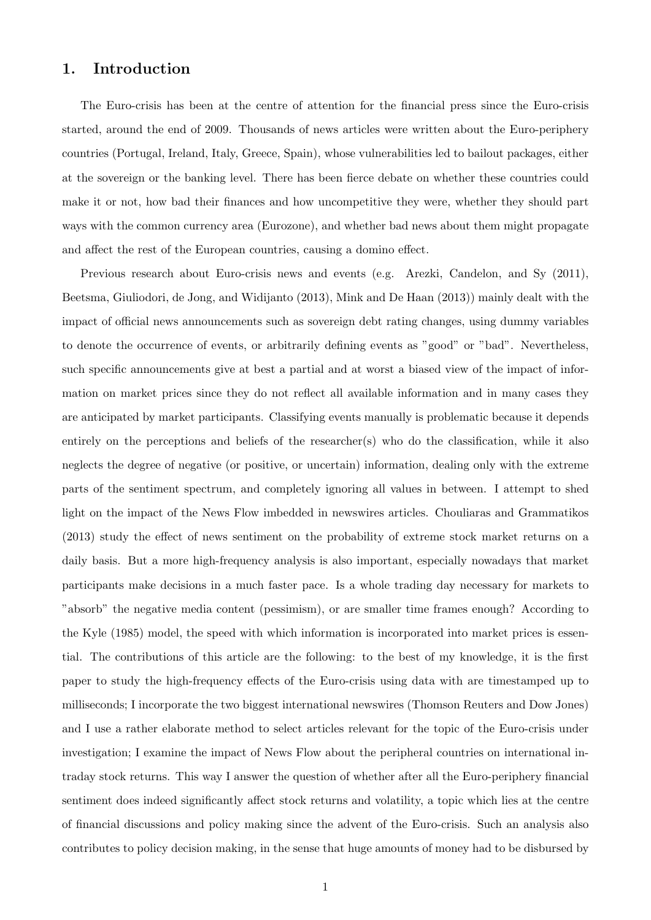## 1. Introduction

The Euro-crisis has been at the centre of attention for the financial press since the Euro-crisis started, around the end of 2009. Thousands of news articles were written about the Euro-periphery countries (Portugal, Ireland, Italy, Greece, Spain), whose vulnerabilities led to bailout packages, either at the sovereign or the banking level. There has been fierce debate on whether these countries could make it or not, how bad their finances and how uncompetitive they were, whether they should part ways with the common currency area (Eurozone), and whether bad news about them might propagate and affect the rest of the European countries, causing a domino effect.

Previous research about Euro-crisis news and events (e.g. Arezki, Candelon, and Sy (2011), Beetsma, Giuliodori, de Jong, and Widijanto (2013), Mink and De Haan (2013)) mainly dealt with the impact of official news announcements such as sovereign debt rating changes, using dummy variables to denote the occurrence of events, or arbitrarily defining events as "good" or "bad". Nevertheless, such specific announcements give at best a partial and at worst a biased view of the impact of information on market prices since they do not reflect all available information and in many cases they are anticipated by market participants. Classifying events manually is problematic because it depends entirely on the perceptions and beliefs of the researcher(s) who do the classification, while it also neglects the degree of negative (or positive, or uncertain) information, dealing only with the extreme parts of the sentiment spectrum, and completely ignoring all values in between. I attempt to shed light on the impact of the News Flow imbedded in newswires articles. Chouliaras and Grammatikos (2013) study the effect of news sentiment on the probability of extreme stock market returns on a daily basis. But a more high-frequency analysis is also important, especially nowadays that market participants make decisions in a much faster pace. Is a whole trading day necessary for markets to "absorb" the negative media content (pessimism), or are smaller time frames enough? According to the Kyle (1985) model, the speed with which information is incorporated into market prices is essential. The contributions of this article are the following: to the best of my knowledge, it is the first paper to study the high-frequency effects of the Euro-crisis using data with are timestamped up to milliseconds; I incorporate the two biggest international newswires (Thomson Reuters and Dow Jones) and I use a rather elaborate method to select articles relevant for the topic of the Euro-crisis under investigation; I examine the impact of News Flow about the peripheral countries on international intraday stock returns. This way I answer the question of whether after all the Euro-periphery financial sentiment does indeed significantly affect stock returns and volatility, a topic which lies at the centre of financial discussions and policy making since the advent of the Euro-crisis. Such an analysis also contributes to policy decision making, in the sense that huge amounts of money had to be disbursed by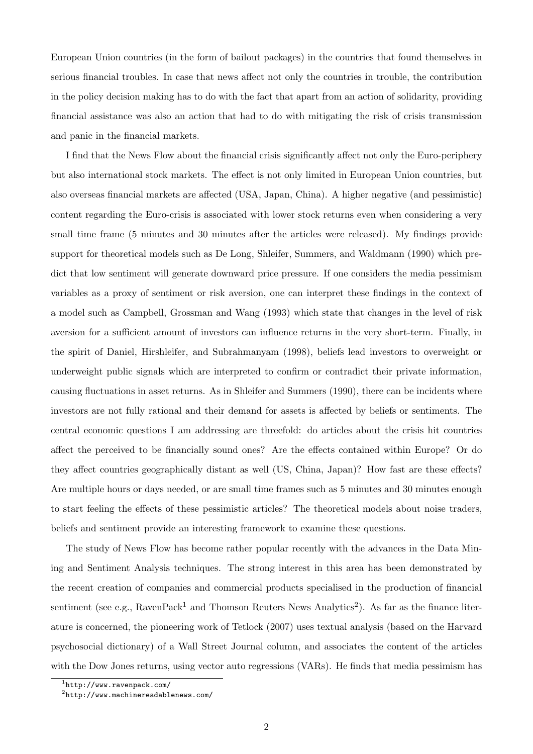European Union countries (in the form of bailout packages) in the countries that found themselves in serious financial troubles. In case that news affect not only the countries in trouble, the contribution in the policy decision making has to do with the fact that apart from an action of solidarity, providing financial assistance was also an action that had to do with mitigating the risk of crisis transmission and panic in the financial markets.

I find that the News Flow about the financial crisis significantly affect not only the Euro-periphery but also international stock markets. The effect is not only limited in European Union countries, but also overseas financial markets are affected (USA, Japan, China). A higher negative (and pessimistic) content regarding the Euro-crisis is associated with lower stock returns even when considering a very small time frame (5 minutes and 30 minutes after the articles were released). My findings provide support for theoretical models such as De Long, Shleifer, Summers, and Waldmann (1990) which predict that low sentiment will generate downward price pressure. If one considers the media pessimism variables as a proxy of sentiment or risk aversion, one can interpret these findings in the context of a model such as Campbell, Grossman and Wang (1993) which state that changes in the level of risk aversion for a sufficient amount of investors can influence returns in the very short-term. Finally, in the spirit of Daniel, Hirshleifer, and Subrahmanyam (1998), beliefs lead investors to overweight or underweight public signals which are interpreted to confirm or contradict their private information, causing fluctuations in asset returns. As in Shleifer and Summers (1990), there can be incidents where investors are not fully rational and their demand for assets is affected by beliefs or sentiments. The central economic questions I am addressing are threefold: do articles about the crisis hit countries affect the perceived to be financially sound ones? Are the effects contained within Europe? Or do they affect countries geographically distant as well (US, China, Japan)? How fast are these effects? Are multiple hours or days needed, or are small time frames such as 5 minutes and 30 minutes enough to start feeling the effects of these pessimistic articles? The theoretical models about noise traders, beliefs and sentiment provide an interesting framework to examine these questions.

The study of News Flow has become rather popular recently with the advances in the Data Mining and Sentiment Analysis techniques. The strong interest in this area has been demonstrated by the recent creation of companies and commercial products specialised in the production of financial sentiment (see e.g., RavenPack[1] and Thomson Reuters News Analytics[2]). As far as the finance literature is concerned, the pioneering work of Tetlock (2007) uses textual analysis (based on the Harvard psychosocial dictionary) of a Wall Street Journal column, and associates the content of the articles with the Dow Jones returns, using vector auto regressions (VARs). He finds that media pessimism has

[1] http://www.ravenpack.com/

[2] http://www.machinereadablenews.com/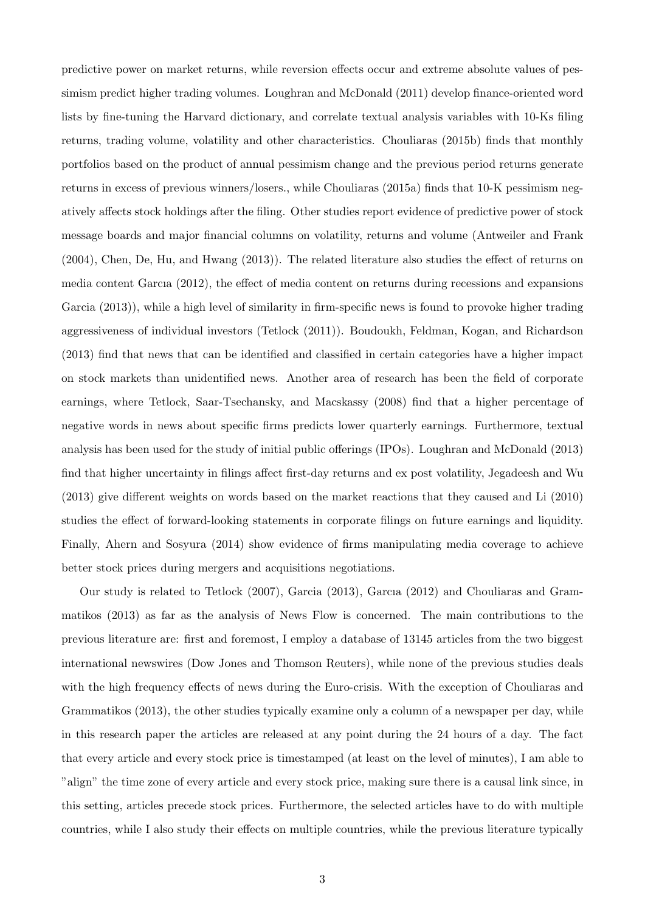predictive power on market returns, while reversion effects occur and extreme absolute values of pessimism predict higher trading volumes. Loughran and McDonald (2011) develop finance-oriented word lists by fine-tuning the Harvard dictionary, and correlate textual analysis variables with 10-Ks filing returns, trading volume, volatility and other characteristics. Chouliaras (2015b) finds that monthly portfolios based on the product of annual pessimism change and the previous period returns generate returns in excess of previous winners/losers., while Chouliaras (2015a) finds that 10-K pessimism negatively affects stock holdings after the filing. Other studies report evidence of predictive power of stock message boards and major financial columns on volatility, returns and volume (Antweiler and Frank (2004), Chen, De, Hu, and Hwang (2013)). The related literature also studies the effect of returns on media content Garcıa (2012), the effect of media content on returns during recessions and expansions Garcia (2013)), while a high level of similarity in firm-specific news is found to provoke higher trading aggressiveness of individual investors (Tetlock (2011)). Boudoukh, Feldman, Kogan, and Richardson (2013) find that news that can be identified and classified in certain categories have a higher impact on stock markets than unidentified news. Another area of research has been the field of corporate earnings, where Tetlock, Saar-Tsechansky, and Macskassy (2008) find that a higher percentage of negative words in news about specific firms predicts lower quarterly earnings. Furthermore, textual analysis has been used for the study of initial public offerings (IPOs). Loughran and McDonald (2013) find that higher uncertainty in filings affect first-day returns and ex post volatility, Jegadeesh and Wu (2013) give different weights on words based on the market reactions that they caused and Li (2010) studies the effect of forward-looking statements in corporate filings on future earnings and liquidity. Finally, Ahern and Sosyura (2014) show evidence of firms manipulating media coverage to achieve better stock prices during mergers and acquisitions negotiations.

Our study is related to Tetlock (2007), Garcia (2013), Garcıa (2012) and Chouliaras and Grammatikos (2013) as far as the analysis of News Flow is concerned. The main contributions to the previous literature are: first and foremost, I employ a database of 13145 articles from the two biggest international newswires (Dow Jones and Thomson Reuters), while none of the previous studies deals with the high frequency effects of news during the Euro-crisis. With the exception of Chouliaras and Grammatikos (2013), the other studies typically examine only a column of a newspaper per day, while in this research paper the articles are released at any point during the 24 hours of a day. The fact that every article and every stock price is timestamped (at least on the level of minutes), I am able to "align" the time zone of every article and every stock price, making sure there is a causal link since, in this setting, articles precede stock prices. Furthermore, the selected articles have to do with multiple countries, while I also study their effects on multiple countries, while the previous literature typically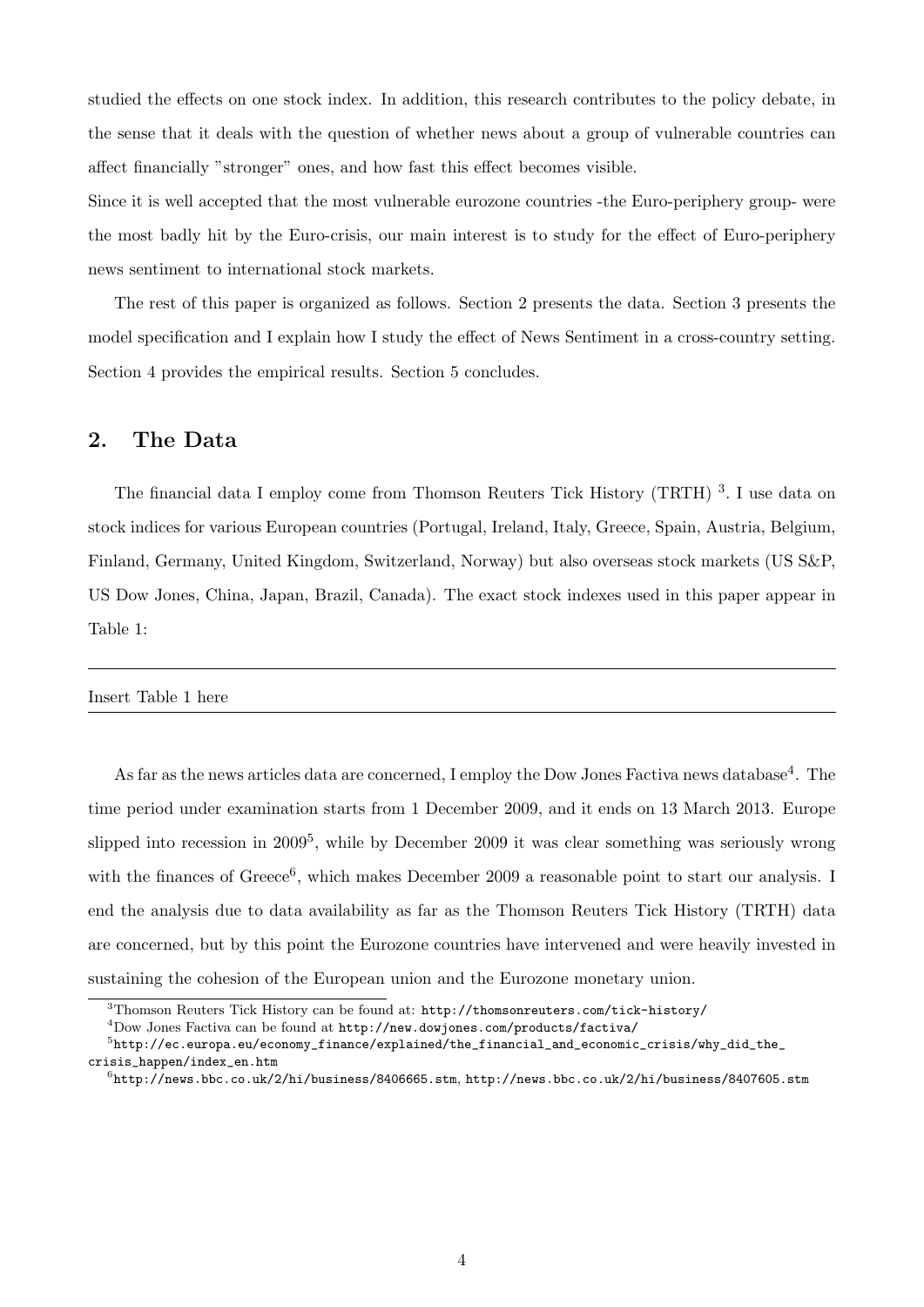studied the effects on one stock index. In addition, this research contributes to the policy debate, in the sense that it deals with the question of whether news about a group of vulnerable countries can affect financially "stronger" ones, and how fast this effect becomes visible.

Since it is well accepted that the most vulnerable eurozone countries -the Euro-periphery group- were the most badly hit by the Euro-crisis, our main interest is to study for the effect of Euro-periphery news sentiment to international stock markets.

The rest of this paper is organized as follows. Section 2 presents the data. Section 3 presents the model specification and I explain how I study the effect of News Sentiment in a cross-country setting. Section 4 provides the empirical results. Section 5 concludes.

## 2. The Data

The financial data I employ come from Thomson Reuters Tick History (TRTH) [3]. I use data on stock indices for various European countries (Portugal, Ireland, Italy, Greece, Spain, Austria, Belgium, Finland, Germany, United Kingdom, Switzerland, Norway) but also overseas stock markets (US S&P, US Dow Jones, China, Japan, Brazil, Canada). The exact stock indexes used in this paper appear in Table 1:

---

Insert Table 1 here

---

As far as the news articles data are concerned, I employ the Dow Jones Factiva news database[4]. The time period under examination starts from 1 December 2009, and it ends on 13 March 2013. Europe slipped into recession in 2009[5], while by December 2009 it was clear something was seriously wrong with the finances of Greece[6], which makes December 2009 a reasonable point to start our analysis. I end the analysis due to data availability as far as the Thomson Reuters Tick History (TRTH) data are concerned, but by this point the Eurozone countries have intervened and were heavily invested in sustaining the cohesion of the European union and the Eurozone monetary union.

[3] Thomson Reuters Tick History can be found at: http://thomsonreuters.com/tick-history/

[4] Dow Jones Factiva can be found at http://new.dowjones.com/products/factiva/

[5] http://ec.europa.eu/economy_finance/explained/the_financial_and_economic_crisis/why_did_the_crisis_happen/index_en.htm

[6] http://news.bbc.co.uk/2/hi/business/8406665.stm, http://news.bbc.co.uk/2/hi/business/8407605.stm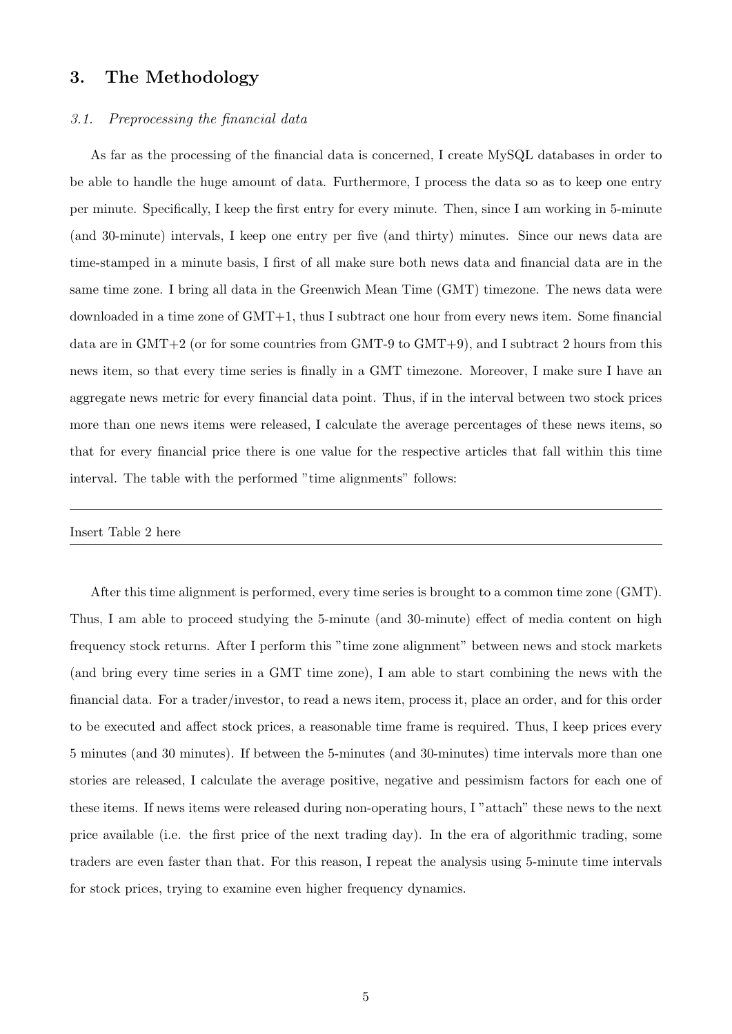## 3. The Methodology

### *3.1. Preprocessing the financial data*

As far as the processing of the financial data is concerned, I create MySQL databases in order to be able to handle the huge amount of data. Furthermore, I process the data so as to keep one entry per minute. Specifically, I keep the first entry for every minute. Then, since I am working in 5-minute (and 30-minute) intervals, I keep one entry per five (and thirty) minutes. Since our news data are time-stamped in a minute basis, I first of all make sure both news data and financial data are in the same time zone. I bring all data in the Greenwich Mean Time (GMT) timezone. The news data were downloaded in a time zone of GMT+1, thus I subtract one hour from every news item. Some financial data are in GMT+2 (or for some countries from GMT-9 to GMT+9), and I subtract 2 hours from this news item, so that every time series is finally in a GMT timezone. Moreover, I make sure I have an aggregate news metric for every financial data point. Thus, if in the interval between two stock prices more than one news items were released, I calculate the average percentages of these news items, so that for every financial price there is one value for the respective articles that fall within this time interval. The table with the performed "time alignments" follows:

---

Insert Table 2 here

---

After this time alignment is performed, every time series is brought to a common time zone (GMT). Thus, I am able to proceed studying the 5-minute (and 30-minute) effect of media content on high frequency stock returns. After I perform this "time zone alignment" between news and stock markets (and bring every time series in a GMT time zone), I am able to start combining the news with the financial data. For a trader/investor, to read a news item, process it, place an order, and for this order to be executed and affect stock prices, a reasonable time frame is required. Thus, I keep prices every 5 minutes (and 30 minutes). If between the 5-minutes (and 30-minutes) time intervals more than one stories are released, I calculate the average positive, negative and pessimism factors for each one of these items. If news items were released during non-operating hours, I "attach" these news to the next price available (i.e. the first price of the next trading day). In the era of algorithmic trading, some traders are even faster than that. For this reason, I repeat the analysis using 5-minute time intervals for stock prices, trying to examine even higher frequency dynamics.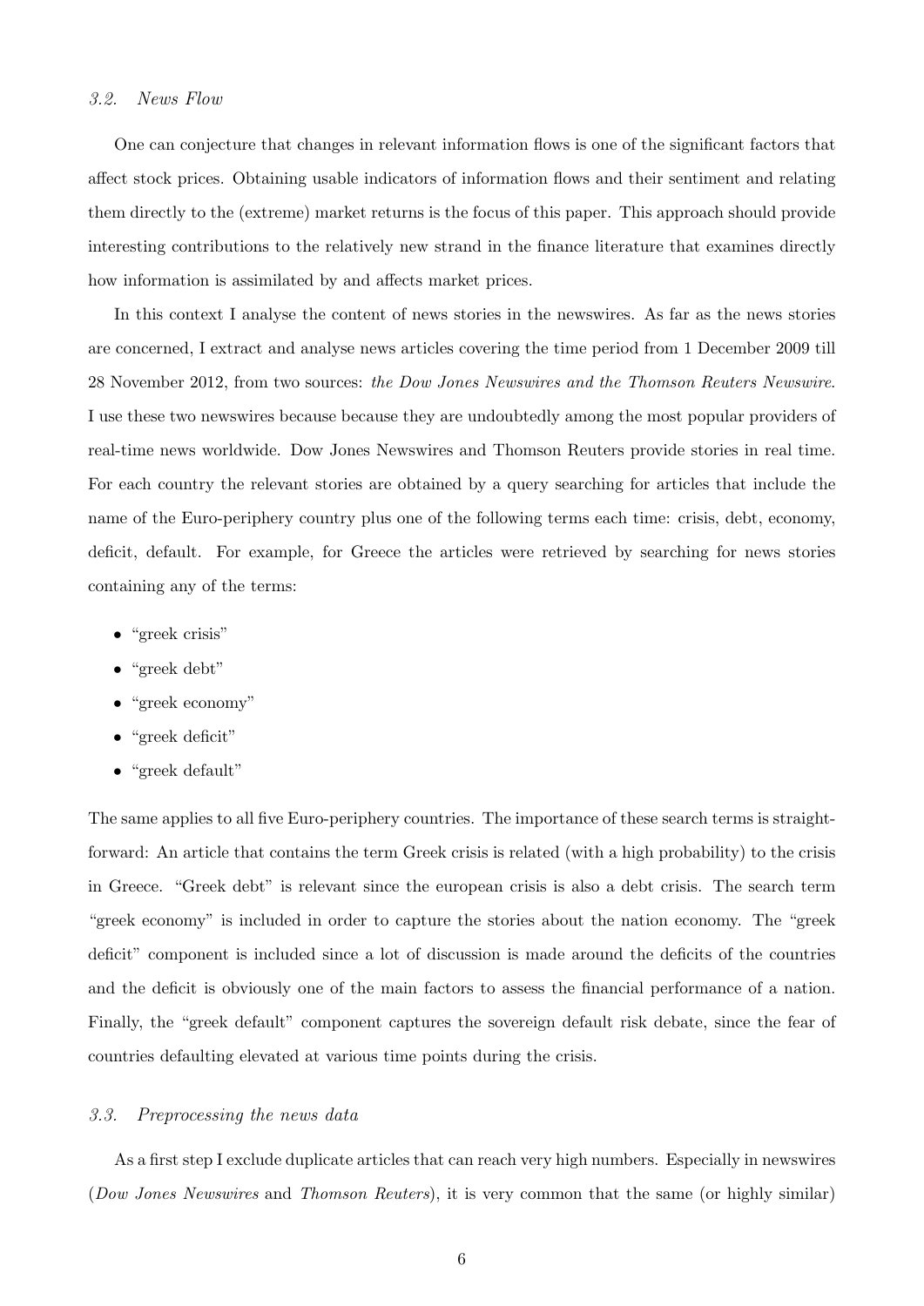### *3.2. News Flow*

One can conjecture that changes in relevant information flows is one of the significant factors that affect stock prices. Obtaining usable indicators of information flows and their sentiment and relating them directly to the (extreme) market returns is the focus of this paper. This approach should provide interesting contributions to the relatively new strand in the finance literature that examines directly how information is assimilated by and affects market prices.

In this context I analyse the content of news stories in the newswires. As far as the news stories are concerned, I extract and analyse news articles covering the time period from 1 December 2009 till 28 November 2012, from two sources: *the Dow Jones Newswires and the Thomson Reuters Newswire*. I use these two newswires because because they are undoubtedly among the most popular providers of real-time news worldwide. Dow Jones Newswires and Thomson Reuters provide stories in real time. For each country the relevant stories are obtained by a query searching for articles that include the name of the Euro-periphery country plus one of the following terms each time: crisis, debt, economy, deficit, default. For example, for Greece the articles were retrieved by searching for news stories containing any of the terms:

- "greek crisis"
- "greek debt"
- "greek economy"
- "greek deficit"
- "greek default"

The same applies to all five Euro-periphery countries. The importance of these search terms is straightforward: An article that contains the term Greek crisis is related (with a high probability) to the crisis in Greece. "Greek debt" is relevant since the european crisis is also a debt crisis. The search term "greek economy" is included in order to capture the stories about the nation economy. The "greek deficit" component is included since a lot of discussion is made around the deficits of the countries and the deficit is obviously one of the main factors to assess the financial performance of a nation. Finally, the "greek default" component captures the sovereign default risk debate, since the fear of countries defaulting elevated at various time points during the crisis.

### *3.3. Preprocessing the news data*

As a first step I exclude duplicate articles that can reach very high numbers. Especially in newswires (*Dow Jones Newswires* and *Thomson Reuters*), it is very common that the same (or highly similar)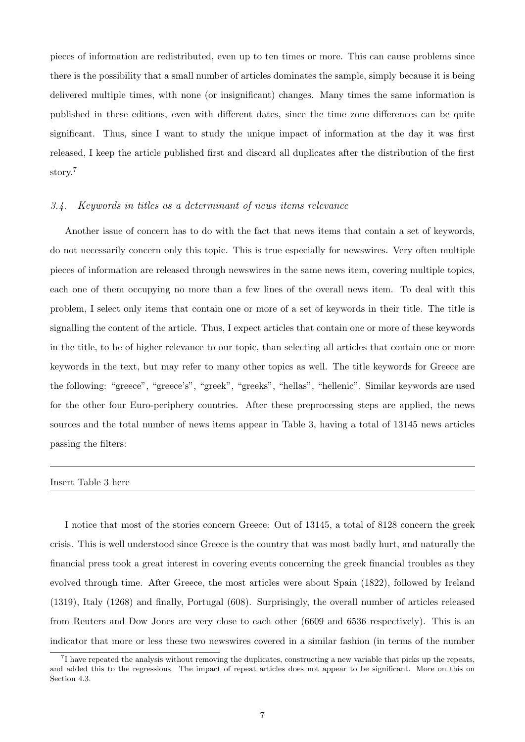pieces of information are redistributed, even up to ten times or more. This can cause problems since there is the possibility that a small number of articles dominates the sample, simply because it is being delivered multiple times, with none (or insignificant) changes. Many times the same information is published in these editions, even with different dates, since the time zone differences can be quite significant. Thus, since I want to study the unique impact of information at the day it was first released, I keep the article published first and discard all duplicates after the distribution of the first story.[7]

### *3.4. Keywords in titles as a determinant of news items relevance*

Another issue of concern has to do with the fact that news items that contain a set of keywords, do not necessarily concern only this topic. This is true especially for newswires. Very often multiple pieces of information are released through newswires in the same news item, covering multiple topics, each one of them occupying no more than a few lines of the overall news item. To deal with this problem, I select only items that contain one or more of a set of keywords in their title. The title is signalling the content of the article. Thus, I expect articles that contain one or more of these keywords in the title, to be of higher relevance to our topic, than selecting all articles that contain one or more keywords in the text, but may refer to many other topics as well. The title keywords for Greece are the following: "greece", "greece's", "greek", "greeks", "hellas", "hellenic". Similar keywords are used for the other four Euro-periphery countries. After these preprocessing steps are applied, the news sources and the total number of news items appear in Table 3, having a total of 13145 news articles passing the filters:

---

Insert Table 3 here

---

I notice that most of the stories concern Greece: Out of 13145, a total of 8128 concern the greek crisis. This is well understood since Greece is the country that was most badly hurt, and naturally the financial press took a great interest in covering events concerning the greek financial troubles as they evolved through time. After Greece, the most articles were about Spain (1822), followed by Ireland (1319), Italy (1268) and finally, Portugal (608). Surprisingly, the overall number of articles released from Reuters and Dow Jones are very close to each other (6609 and 6536 respectively). This is an indicator that more or less these two newswires covered in a similar fashion (in terms of the number

[7] I have repeated the analysis without removing the duplicates, constructing a new variable that picks up the repeats, and added this to the regressions. The impact of repeat articles does not appear to be significant. More on this on Section 4.3.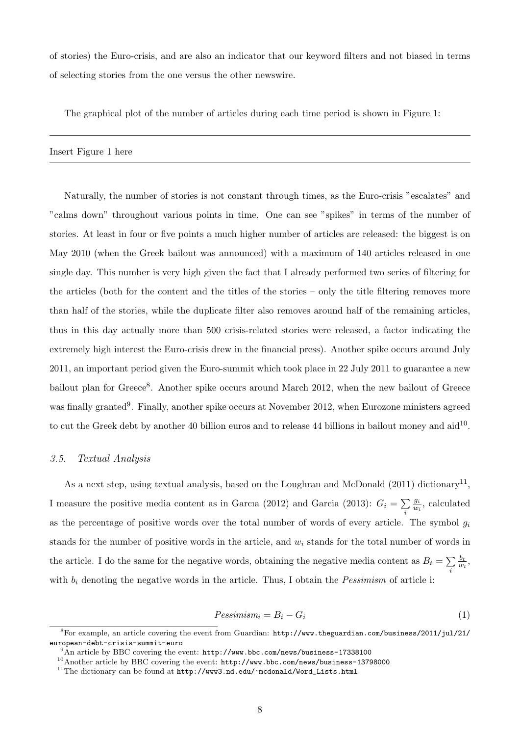of stories) the Euro-crisis, and are also an indicator that our keyword filters and not biased in terms of selecting stories from the one versus the other newswire.

The graphical plot of the number of articles during each time period is shown in Figure 1:

---

Insert Figure 1 here

---

Naturally, the number of stories is not constant through times, as the Euro-crisis "escalates" and "calms down" throughout various points in time. One can see "spikes" in terms of the number of stories. At least in four or five points a much higher number of articles are released: the biggest is on May 2010 (when the Greek bailout was announced) with a maximum of 140 articles released in one single day. This number is very high given the fact that I already performed two series of filtering for the articles (both for the content and the titles of the stories – only the title filtering removes more than half of the stories, while the duplicate filter also removes around half of the remaining articles, thus in this day actually more than 500 crisis-related stories were released, a factor indicating the extremely high interest the Euro-crisis drew in the financial press). Another spike occurs around July 2011, an important period given the Euro-summit which took place in 22 July 2011 to guarantee a new bailout plan for Greece[8]. Another spike occurs around March 2012, when the new bailout of Greece was finally granted[9]. Finally, another spike occurs at November 2012, when Eurozone ministers agreed to cut the Greek debt by another 40 billion euros and to release 44 billions in bailout money and aid[10].

### 3.5. Textual Analysis

As a next step, using textual analysis, based on the Loughran and McDonald (2011) dictionary[11], I measure the positive media content as in Garcıa (2012) and Garcia (2013): $G_i = \sum_i \frac{g_i}{w_i}$, calculated as the percentage of positive words over the total number of words of every article. The symbol $g_i$ stands for the number of positive words in the article, and $w_i$ stands for the total number of words in the article. I do the same for the negative words, obtaining the negative media content as $B_t = \sum_i \frac{b_t}{w_t}$, with $b_i$ denoting the negative words in the article. Thus, I obtain the *Pessimism* of article i:

$$Pessimism_i = B_i - G_i \tag{1}$$

[8]For example, an article covering the event from Guardian: http://www.theguardian.com/business/2011/jul/21/european-debt-crisis-summit-euro

[9]An article by BBC covering the event: http://www.bbc.com/news/business-17338100

[10]Another article by BBC covering the event: http://www.bbc.com/news/business-13798000

[11]The dictionary can be found at http://www3.nd.edu/~mcdonald/Word_Lists.html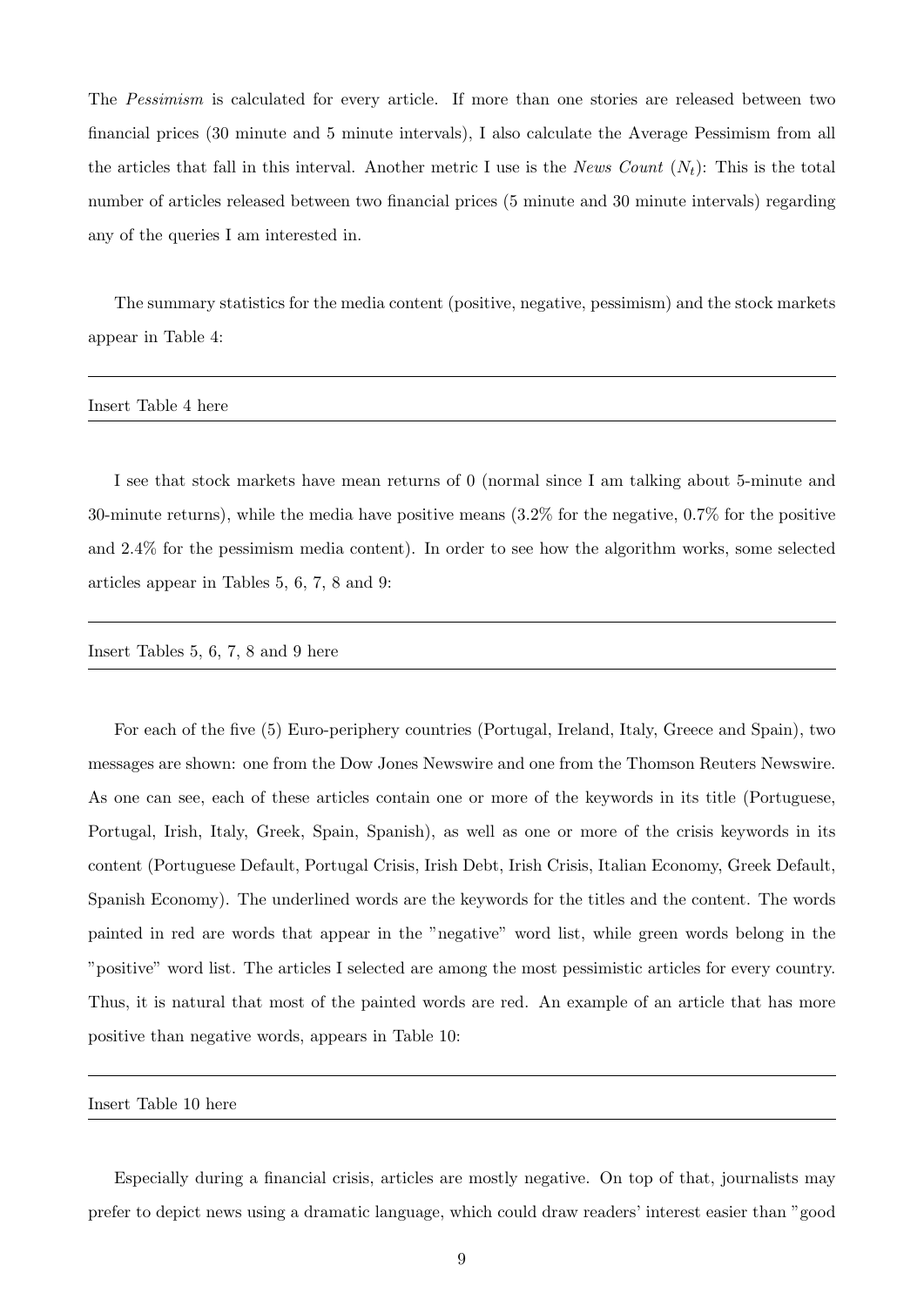The *Pessimism* is calculated for every article. If more than one stories are released between two financial prices (30 minute and 5 minute intervals), I also calculate the Average Pessimism from all the articles that fall in this interval. Another metric I use is the *News Count* ($N_t$): This is the total number of articles released between two financial prices (5 minute and 30 minute intervals) regarding any of the queries I am interested in.

The summary statistics for the media content (positive, negative, pessimism) and the stock markets appear in Table 4:

---

Insert Table 4 here

---

I see that stock markets have mean returns of 0 (normal since I am talking about 5-minute and 30-minute returns), while the media have positive means (3.2% for the negative, 0.7% for the positive and 2.4% for the pessimism media content). In order to see how the algorithm works, some selected articles appear in Tables 5, 6, 7, 8 and 9:

---

Insert Tables 5, 6, 7, 8 and 9 here

---

For each of the five (5) Euro-periphery countries (Portugal, Ireland, Italy, Greece and Spain), two messages are shown: one from the Dow Jones Newswire and one from the Thomson Reuters Newswire. As one can see, each of these articles contain one or more of the keywords in its title (Portuguese, Portugal, Irish, Italy, Greek, Spain, Spanish), as well as one or more of the crisis keywords in its content (Portuguese Default, Portugal Crisis, Irish Debt, Irish Crisis, Italian Economy, Greek Default, Spanish Economy). The underlined words are the keywords for the titles and the content. The words painted in red are words that appear in the "negative" word list, while green words belong in the "positive" word list. The articles I selected are among the most pessimistic articles for every country. Thus, it is natural that most of the painted words are red. An example of an article that has more positive than negative words, appears in Table 10:

---

Insert Table 10 here

---

Especially during a financial crisis, articles are mostly negative. On top of that, journalists may prefer to depict news using a dramatic language, which could draw readers' interest easier than "good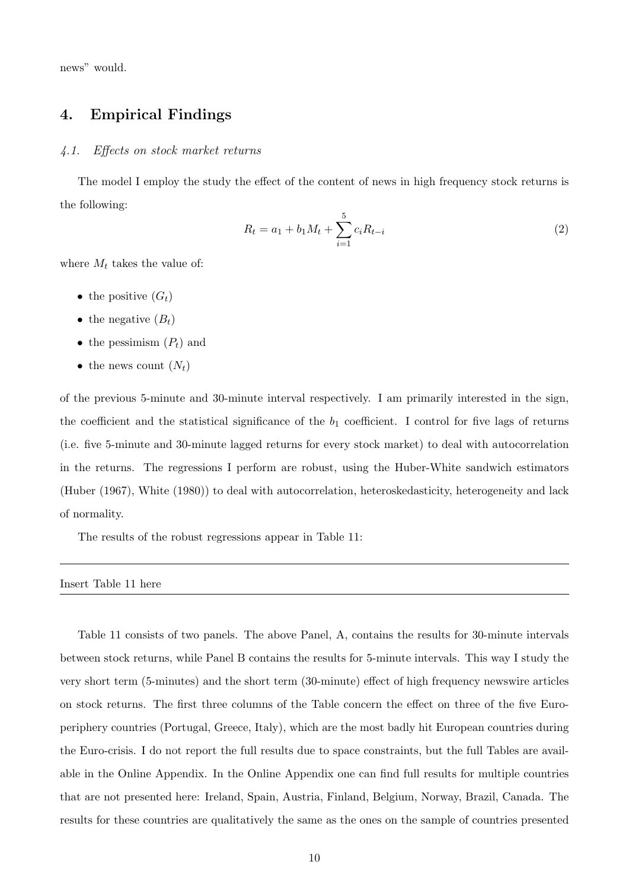news" would.

## 4. Empirical Findings

### *4.1. Effects on stock market returns*

The model I employ the study the effect of the content of news in high frequency stock returns is the following:

$$R_t = a_1 + b_1 M_t + \sum_{i=1}^{5} c_i R_{t-i} \tag{2}$$

where $M_t$ takes the value of:

- the positive ($G_t$)
- the negative ($B_t$)
- the pessimism ($P_t$) and
- the news count ($N_t$)

of the previous 5-minute and 30-minute interval respectively. I am primarily interested in the sign, the coefficient and the statistical significance of the $b_1$ coefficient. I control for five lags of returns (i.e. five 5-minute and 30-minute lagged returns for every stock market) to deal with autocorrelation in the returns. The regressions I perform are robust, using the Huber-White sandwich estimators (Huber (1967), White (1980)) to deal with autocorrelation, heteroskedasticity, heterogeneity and lack of normality.

The results of the robust regressions appear in Table 11:

---

Insert Table 11 here

---

Table 11 consists of two panels. The above Panel, A, contains the results for 30-minute intervals between stock returns, while Panel B contains the results for 5-minute intervals. This way I study the very short term (5-minutes) and the short term (30-minute) effect of high frequency newswire articles on stock returns. The first three columns of the Table concern the effect on three of the five Euro-periphery countries (Portugal, Greece, Italy), which are the most badly hit European countries during the Euro-crisis. I do not report the full results due to space constraints, but the full Tables are available in the Online Appendix. In the Online Appendix one can find full results for multiple countries that are not presented here: Ireland, Spain, Austria, Finland, Belgium, Norway, Brazil, Canada. The results for these countries are qualitatively the same as the ones on the sample of countries presented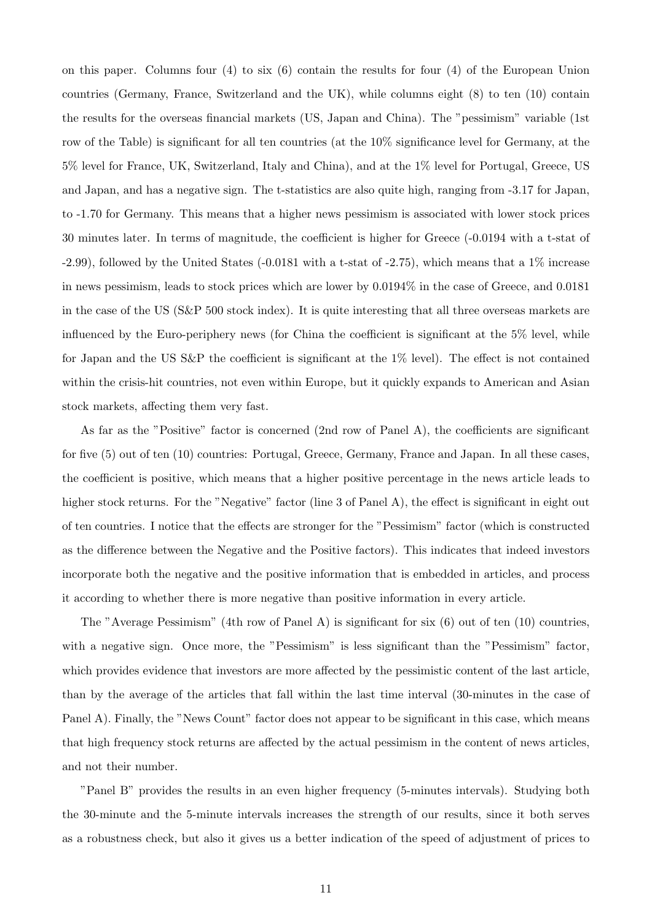on this paper. Columns four (4) to six (6) contain the results for four (4) of the European Union countries (Germany, France, Switzerland and the UK), while columns eight (8) to ten (10) contain the results for the overseas financial markets (US, Japan and China). The "pessimism" variable (1st row of the Table) is significant for all ten countries (at the 10% significance level for Germany, at the 5% level for France, UK, Switzerland, Italy and China), and at the 1% level for Portugal, Greece, US and Japan, and has a negative sign. The t-statistics are also quite high, ranging from -3.17 for Japan, to -1.70 for Germany. This means that a higher news pessimism is associated with lower stock prices 30 minutes later. In terms of magnitude, the coefficient is higher for Greece (-0.0194 with a t-stat of -2.99), followed by the United States (-0.0181 with a t-stat of -2.75), which means that a 1% increase in news pessimism, leads to stock prices which are lower by 0.0194% in the case of Greece, and 0.0181 in the case of the US (S&P 500 stock index). It is quite interesting that all three overseas markets are influenced by the Euro-periphery news (for China the coefficient is significant at the 5% level, while for Japan and the US S&P the coefficient is significant at the 1% level). The effect is not contained within the crisis-hit countries, not even within Europe, but it quickly expands to American and Asian stock markets, affecting them very fast.

As far as the "Positive" factor is concerned (2nd row of Panel A), the coefficients are significant for five (5) out of ten (10) countries: Portugal, Greece, Germany, France and Japan. In all these cases, the coefficient is positive, which means that a higher positive percentage in the news article leads to higher stock returns. For the "Negative" factor (line 3 of Panel A), the effect is significant in eight out of ten countries. I notice that the effects are stronger for the "Pessimism" factor (which is constructed as the difference between the Negative and the Positive factors). This indicates that indeed investors incorporate both the negative and the positive information that is embedded in articles, and process it according to whether there is more negative than positive information in every article.

The "Average Pessimism" (4th row of Panel A) is significant for six (6) out of ten (10) countries, with a negative sign. Once more, the "Pessimism" is less significant than the "Pessimism" factor, which provides evidence that investors are more affected by the pessimistic content of the last article, than by the average of the articles that fall within the last time interval (30-minutes in the case of Panel A). Finally, the "News Count" factor does not appear to be significant in this case, which means that high frequency stock returns are affected by the actual pessimism in the content of news articles, and not their number.

"Panel B" provides the results in an even higher frequency (5-minutes intervals). Studying both the 30-minute and the 5-minute intervals increases the strength of our results, since it both serves as a robustness check, but also it gives us a better indication of the speed of adjustment of prices to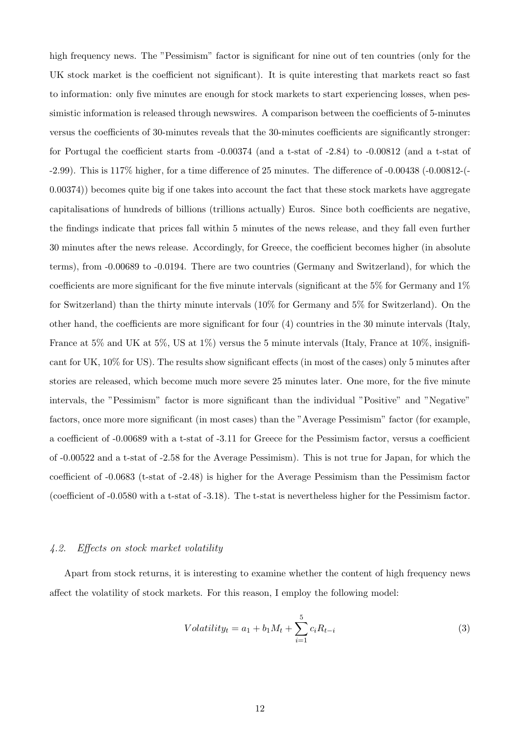high frequency news. The "Pessimism" factor is significant for nine out of ten countries (only for the UK stock market is the coefficient not significant). It is quite interesting that markets react so fast to information: only five minutes are enough for stock markets to start experiencing losses, when pessimistic information is released through newswires. A comparison between the coefficients of 5-minutes versus the coefficients of 30-minutes reveals that the 30-minutes coefficients are significantly stronger: for Portugal the coefficient starts from -0.00374 (and a t-stat of -2.84) to -0.00812 (and a t-stat of -2.99). This is 117% higher, for a time difference of 25 minutes. The difference of -0.00438 (-0.00812-(-0.00374)) becomes quite big if one takes into account the fact that these stock markets have aggregate capitalisations of hundreds of billions (trillions actually) Euros. Since both coefficients are negative, the findings indicate that prices fall within 5 minutes of the news release, and they fall even further 30 minutes after the news release. Accordingly, for Greece, the coefficient becomes higher (in absolute terms), from -0.00689 to -0.0194. There are two countries (Germany and Switzerland), for which the coefficients are more significant for the five minute intervals (significant at the 5% for Germany and 1% for Switzerland) than the thirty minute intervals (10% for Germany and 5% for Switzerland). On the other hand, the coefficients are more significant for four (4) countries in the 30 minute intervals (Italy, France at 5% and UK at 5%, US at 1%) versus the 5 minute intervals (Italy, France at 10%, insignificant for UK, 10% for US). The results show significant effects (in most of the cases) only 5 minutes after stories are released, which become much more severe 25 minutes later. One more, for the five minute intervals, the "Pessimism" factor is more significant than the individual "Positive" and "Negative" factors, once more more significant (in most cases) than the "Average Pessimism" factor (for example, a coefficient of -0.00689 with a t-stat of -3.11 for Greece for the Pessimism factor, versus a coefficient of -0.00522 and a t-stat of -2.58 for the Average Pessimism). This is not true for Japan, for which the coefficient of -0.0683 (t-stat of -2.48) is higher for the Average Pessimism than the Pessimism factor (coefficient of -0.0580 with a t-stat of -3.18). The t-stat is nevertheless higher for the Pessimism factor.

### *4.2. Effects on stock market volatility*

Apart from stock returns, it is interesting to examine whether the content of high frequency news affect the volatility of stock markets. For this reason, I employ the following model:

$$Volatility_t = a_1 + b_1 M_t + \sum_{i=1}^{5} c_i R_{t-i} \tag{3}$$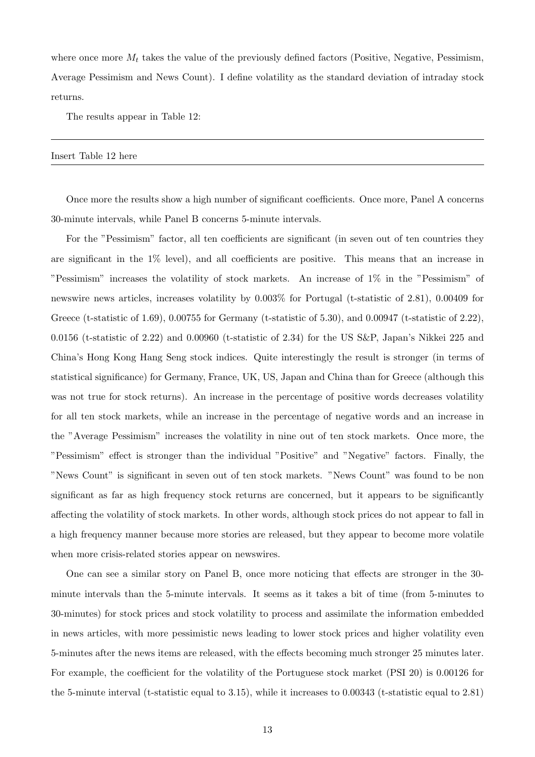where once more $M_t$ takes the value of the previously defined factors (Positive, Negative, Pessimism, Average Pessimism and News Count). I define volatility as the standard deviation of intraday stock returns.

The results appear in Table 12:

---

Insert Table 12 here

---

Once more the results show a high number of significant coefficients. Once more, Panel A concerns 30-minute intervals, while Panel B concerns 5-minute intervals.

For the "Pessimism" factor, all ten coefficients are significant (in seven out of ten countries they are significant in the 1% level), and all coefficients are positive. This means that an increase in "Pessimism" increases the volatility of stock markets. An increase of 1% in the "Pessimism" of newswire news articles, increases volatility by 0.003% for Portugal (t-statistic of 2.81), 0.00409 for Greece (t-statistic of 1.69), 0.00755 for Germany (t-statistic of 5.30), and 0.00947 (t-statistic of 2.22), 0.0156 (t-statistic of 2.22) and 0.00960 (t-statistic of 2.34) for the US S&P, Japan's Nikkei 225 and China's Hong Kong Hang Seng stock indices. Quite interestingly the result is stronger (in terms of statistical significance) for Germany, France, UK, US, Japan and China than for Greece (although this was not true for stock returns). An increase in the percentage of positive words decreases volatility for all ten stock markets, while an increase in the percentage of negative words and an increase in the "Average Pessimism" increases the volatility in nine out of ten stock markets. Once more, the "Pessimism" effect is stronger than the individual "Positive" and "Negative" factors. Finally, the "News Count" is significant in seven out of ten stock markets. "News Count" was found to be non significant as far as high frequency stock returns are concerned, but it appears to be significantly affecting the volatility of stock markets. In other words, although stock prices do not appear to fall in a high frequency manner because more stories are released, but they appear to become more volatile when more crisis-related stories appear on newswires.

One can see a similar story on Panel B, once more noticing that effects are stronger in the 30-minute intervals than the 5-minute intervals. It seems as it takes a bit of time (from 5-minutes to 30-minutes) for stock prices and stock volatility to process and assimilate the information embedded in news articles, with more pessimistic news leading to lower stock prices and higher volatility even 5-minutes after the news items are released, with the effects becoming much stronger 25 minutes later. For example, the coefficient for the volatility of the Portuguese stock market (PSI 20) is 0.00126 for the 5-minute interval (t-statistic equal to 3.15), while it increases to 0.00343 (t-statistic equal to 2.81)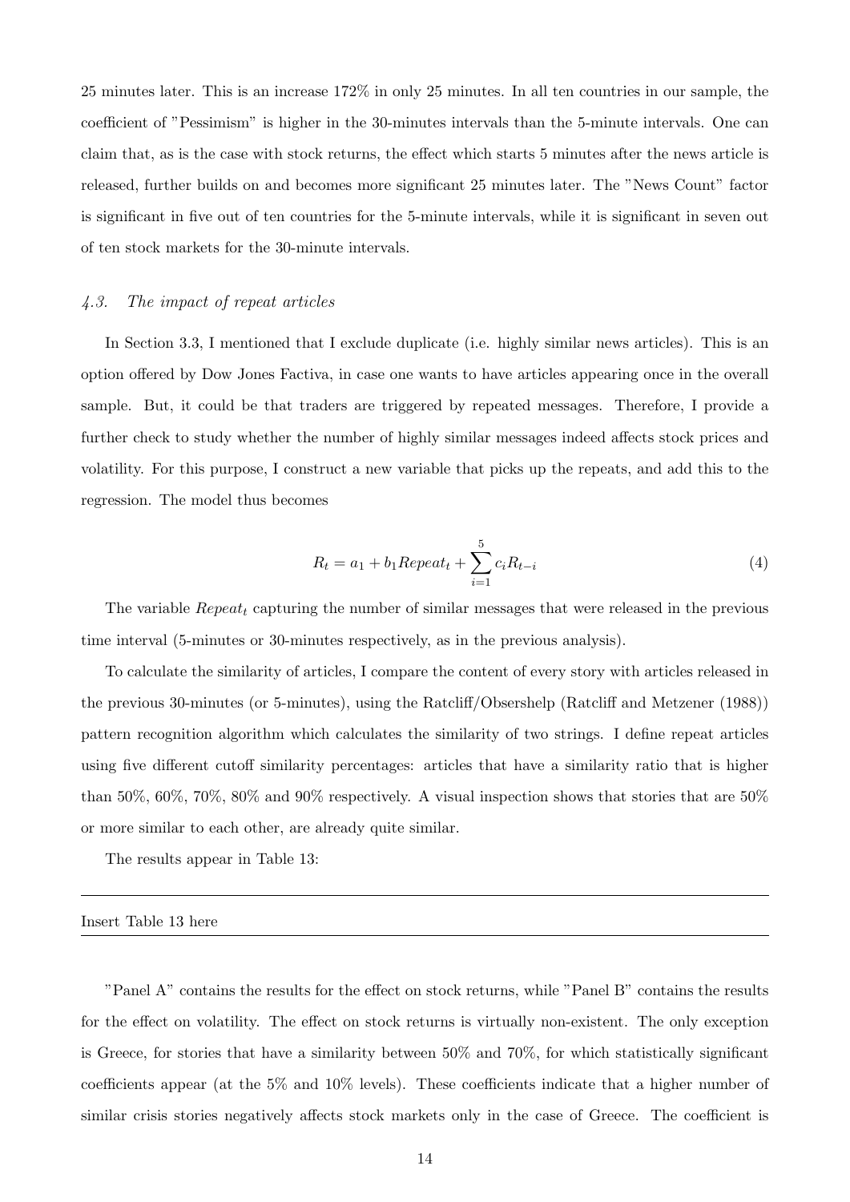25 minutes later. This is an increase 172% in only 25 minutes. In all ten countries in our sample, the coefficient of "Pessimism" is higher in the 30-minutes intervals than the 5-minute intervals. One can claim that, as is the case with stock returns, the effect which starts 5 minutes after the news article is released, further builds on and becomes more significant 25 minutes later. The "News Count" factor is significant in five out of ten countries for the 5-minute intervals, while it is significant in seven out of ten stock markets for the 30-minute intervals.

### *4.3. The impact of repeat articles*

In Section 3.3, I mentioned that I exclude duplicate (i.e. highly similar news articles). This is an option offered by Dow Jones Factiva, in case one wants to have articles appearing once in the overall sample. But, it could be that traders are triggered by repeated messages. Therefore, I provide a further check to study whether the number of highly similar messages indeed affects stock prices and volatility. For this purpose, I construct a new variable that picks up the repeats, and add this to the regression. The model thus becomes

$$R_t = a_1 + b_1 Repeat_t + \sum_{i=1}^{5} c_i R_{t-i} \tag{4}$$

The variable $Repeat_t$ capturing the number of similar messages that were released in the previous time interval (5-minutes or 30-minutes respectively, as in the previous analysis).

To calculate the similarity of articles, I compare the content of every story with articles released in the previous 30-minutes (or 5-minutes), using the Ratcliff/Obsershelp (Ratcliff and Metzener (1988)) pattern recognition algorithm which calculates the similarity of two strings. I define repeat articles using five different cutoff similarity percentages: articles that have a similarity ratio that is higher than 50%, 60%, 70%, 80% and 90% respectively. A visual inspection shows that stories that are 50% or more similar to each other, are already quite similar.

The results appear in Table 13:

---

Insert Table 13 here

---

"Panel A" contains the results for the effect on stock returns, while "Panel B" contains the results for the effect on volatility. The effect on stock returns is virtually non-existent. The only exception is Greece, for stories that have a similarity between 50% and 70%, for which statistically significant coefficients appear (at the 5% and 10% levels). These coefficients indicate that a higher number of similar crisis stories negatively affects stock markets only in the case of Greece. The coefficient is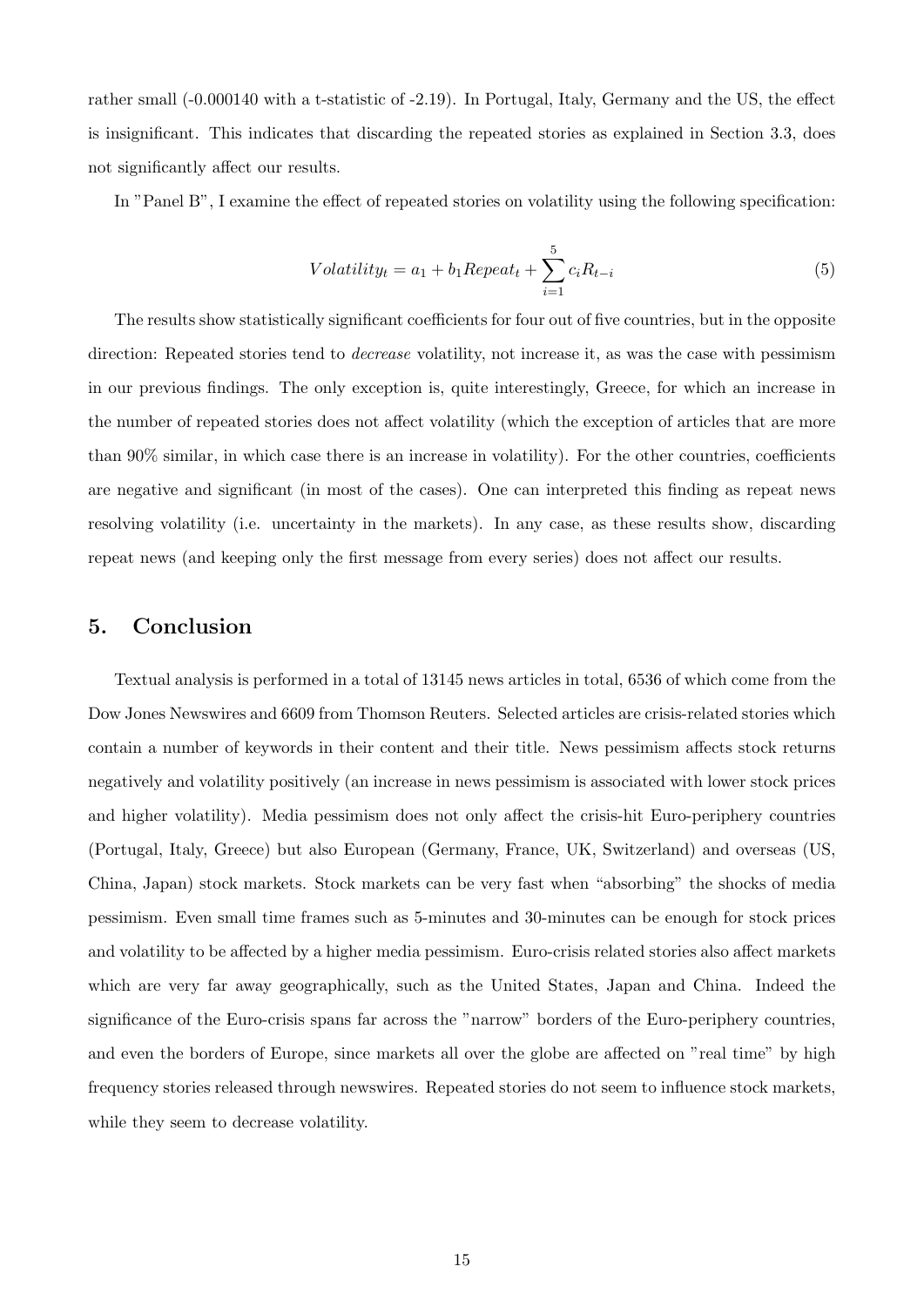rather small (-0.000140 with a t-statistic of -2.19). In Portugal, Italy, Germany and the US, the effect is insignificant. This indicates that discarding the repeated stories as explained in Section 3.3, does not significantly affect our results.

In "Panel B", I examine the effect of repeated stories on volatility using the following specification:

$$Volatility_t = a_1 + b_1 Repeat_t + \sum_{i=1}^{5} c_i R_{t-i} \tag{5}$$

The results show statistically significant coefficients for four out of five countries, but in the opposite direction: Repeated stories tend to *decrease* volatility, not increase it, as was the case with pessimism in our previous findings. The only exception is, quite interestingly, Greece, for which an increase in the number of repeated stories does not affect volatility (which the exception of articles that are more than 90% similar, in which case there is an increase in volatility). For the other countries, coefficients are negative and significant (in most of the cases). One can interpreted this finding as repeat news resolving volatility (i.e. uncertainty in the markets). In any case, as these results show, discarding repeat news (and keeping only the first message from every series) does not affect our results.

## 5. Conclusion

Textual analysis is performed in a total of 13145 news articles in total, 6536 of which come from the Dow Jones Newswires and 6609 from Thomson Reuters. Selected articles are crisis-related stories which contain a number of keywords in their content and their title. News pessimism affects stock returns negatively and volatility positively (an increase in news pessimism is associated with lower stock prices and higher volatility). Media pessimism does not only affect the crisis-hit Euro-periphery countries (Portugal, Italy, Greece) but also European (Germany, France, UK, Switzerland) and overseas (US, China, Japan) stock markets. Stock markets can be very fast when "absorbing" the shocks of media pessimism. Even small time frames such as 5-minutes and 30-minutes can be enough for stock prices and volatility to be affected by a higher media pessimism. Euro-crisis related stories also affect markets which are very far away geographically, such as the United States, Japan and China. Indeed the significance of the Euro-crisis spans far across the "narrow" borders of the Euro-periphery countries, and even the borders of Europe, since markets all over the globe are affected on "real time" by high frequency stories released through newswires. Repeated stories do not seem to influence stock markets, while they seem to decrease volatility.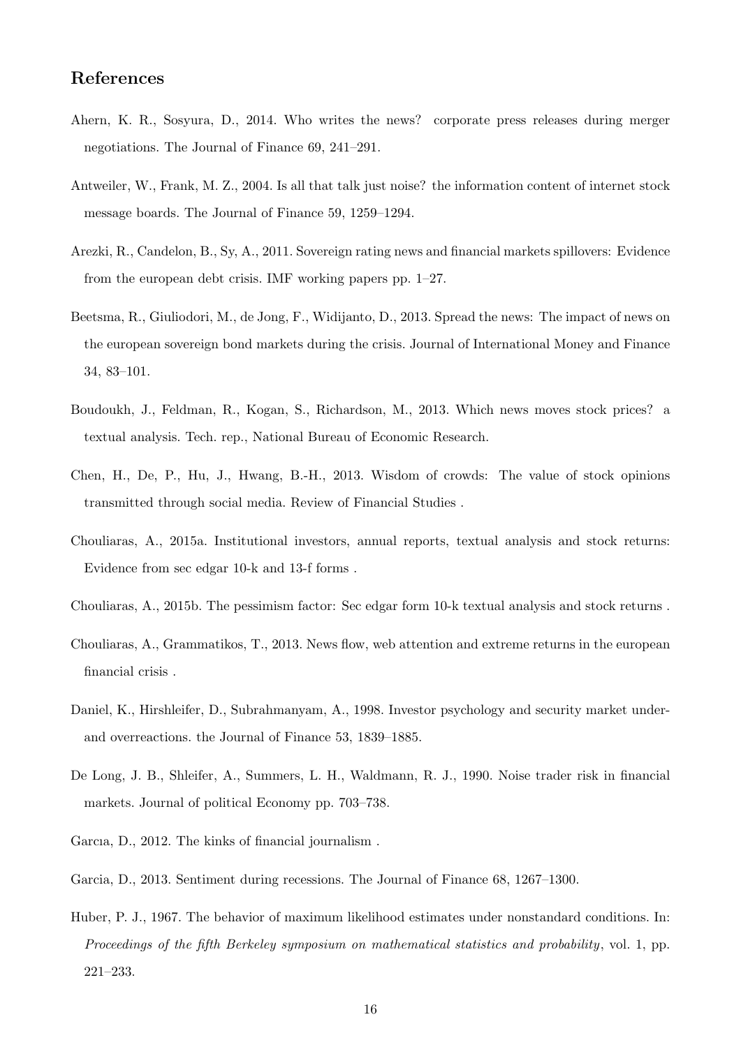## References

Ahern, K. R., Sosyura, D., 2014. Who writes the news? corporate press releases during merger negotiations. The Journal of Finance 69, 241–291.

Antweiler, W., Frank, M. Z., 2004. Is all that talk just noise? the information content of internet stock message boards. The Journal of Finance 59, 1259–1294.

Arezki, R., Candelon, B., Sy, A., 2011. Sovereign rating news and financial markets spillovers: Evidence from the european debt crisis. IMF working papers pp. 1–27.

Beetsma, R., Giuliodori, M., de Jong, F., Widijanto, D., 2013. Spread the news: The impact of news on the european sovereign bond markets during the crisis. Journal of International Money and Finance 34, 83–101.

Boudoukh, J., Feldman, R., Kogan, S., Richardson, M., 2013. Which news moves stock prices? a textual analysis. Tech. rep., National Bureau of Economic Research.

Chen, H., De, P., Hu, J., Hwang, B.-H., 2013. Wisdom of crowds: The value of stock opinions transmitted through social media. Review of Financial Studies .

Chouliaras, A., 2015a. Institutional investors, annual reports, textual analysis and stock returns: Evidence from sec edgar 10-k and 13-f forms .

Chouliaras, A., 2015b. The pessimism factor: Sec edgar form 10-k textual analysis and stock returns .

Chouliaras, A., Grammatikos, T., 2013. News flow, web attention and extreme returns in the european financial crisis .

Daniel, K., Hirshleifer, D., Subrahmanyam, A., 1998. Investor psychology and security market under- and overreactions. the Journal of Finance 53, 1839–1885.

De Long, J. B., Shleifer, A., Summers, L. H., Waldmann, R. J., 1990. Noise trader risk in financial markets. Journal of political Economy pp. 703–738.

Garcıa, D., 2012. The kinks of financial journalism .

Garcia, D., 2013. Sentiment during recessions. The Journal of Finance 68, 1267–1300.

Huber, P. J., 1967. The behavior of maximum likelihood estimates under nonstandard conditions. In: *Proceedings of the fifth Berkeley symposium on mathematical statistics and probability*, vol. 1, pp. 221–233.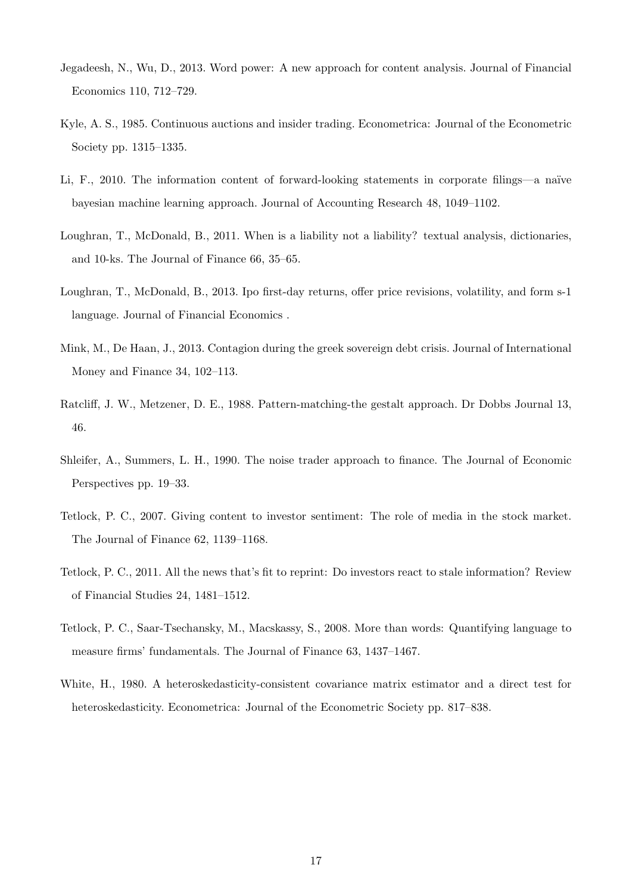Jegadeesh, N., Wu, D., 2013. Word power: A new approach for content analysis. Journal of Financial Economics 110, 712–729.

Kyle, A. S., 1985. Continuous auctions and insider trading. Econometrica: Journal of the Econometric Society pp. 1315–1335.

Li, F., 2010. The information content of forward-looking statements in corporate filings—a naïve bayesian machine learning approach. Journal of Accounting Research 48, 1049–1102.

Loughran, T., McDonald, B., 2011. When is a liability not a liability? textual analysis, dictionaries, and 10-ks. The Journal of Finance 66, 35–65.

Loughran, T., McDonald, B., 2013. Ipo first-day returns, offer price revisions, volatility, and form s-1 language. Journal of Financial Economics .

Mink, M., De Haan, J., 2013. Contagion during the greek sovereign debt crisis. Journal of International Money and Finance 34, 102–113.

Ratcliff, J. W., Metzener, D. E., 1988. Pattern-matching-the gestalt approach. Dr Dobbs Journal 13, 46.

Shleifer, A., Summers, L. H., 1990. The noise trader approach to finance. The Journal of Economic Perspectives pp. 19–33.

Tetlock, P. C., 2007. Giving content to investor sentiment: The role of media in the stock market. The Journal of Finance 62, 1139–1168.

Tetlock, P. C., 2011. All the news that's fit to reprint: Do investors react to stale information? Review of Financial Studies 24, 1481–1512.

Tetlock, P. C., Saar-Tsechansky, M., Macskassy, S., 2008. More than words: Quantifying language to measure firms' fundamentals. The Journal of Finance 63, 1437–1467.

White, H., 1980. A heteroskedasticity-consistent covariance matrix estimator and a direct test for heteroskedasticity. Econometrica: Journal of the Econometric Society pp. 817–838.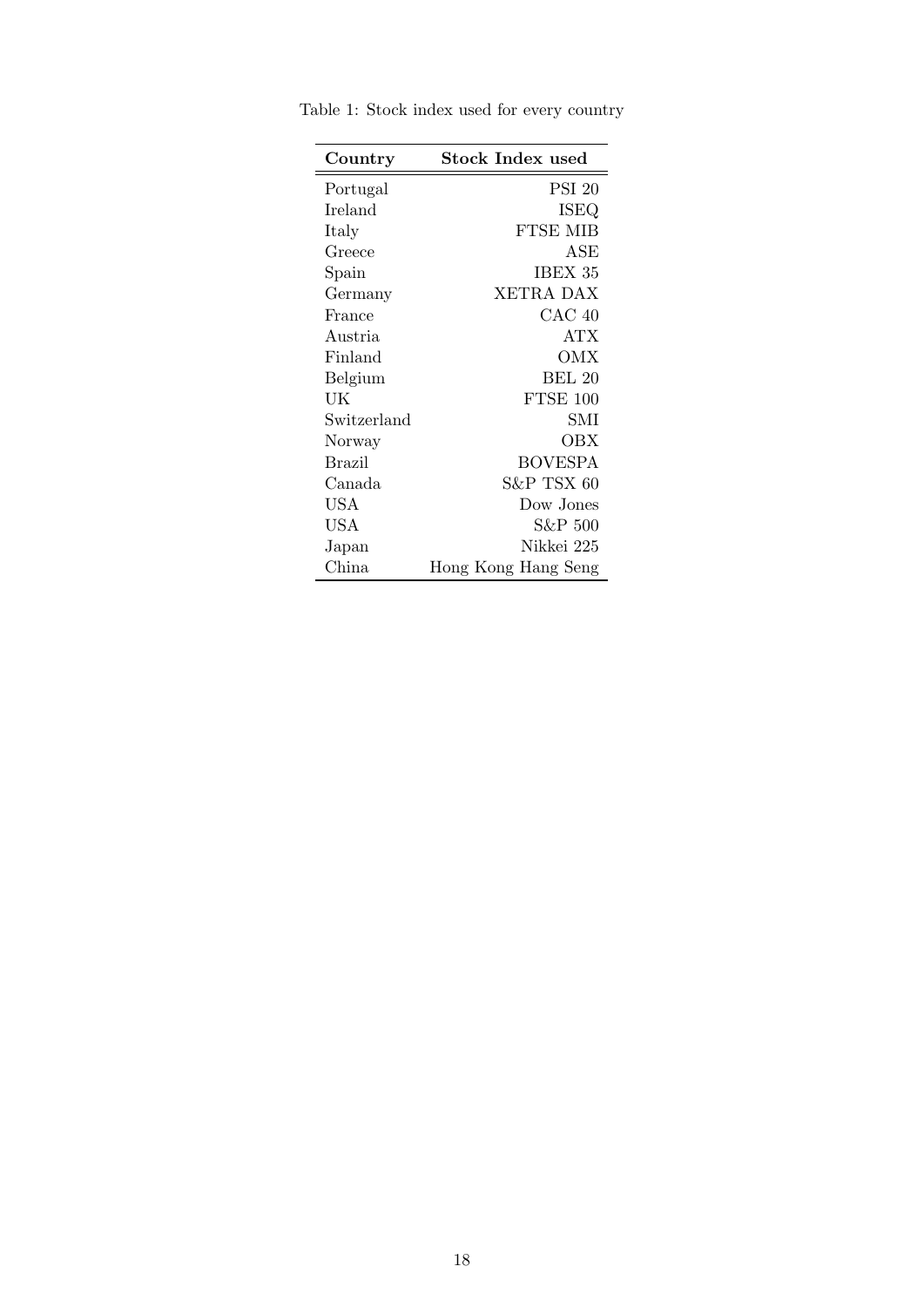Table 1: Stock index used for every country

| Country | Stock Index used |
|---|---|
| Portugal | PSI 20 |
| Ireland | ISEQ |
| Italy | FTSE MIB |
| Greece | ASE |
| Spain | IBEX 35 |
| Germany | XETRA DAX |
| France | CAC 40 |
| Austria | ATX |
| Finland | OMX |
| Belgium | BEL 20 |
| UK | FTSE 100 |
| Switzerland | SMI |
| Norway | OBX |
| Brazil | BOVESPA |
| Canada | S&P TSX 60 |
| USA | Dow Jones |
| USA | S&P 500 |
| Japan | Nikkei 225 |
| China | Hong Kong Hang Seng |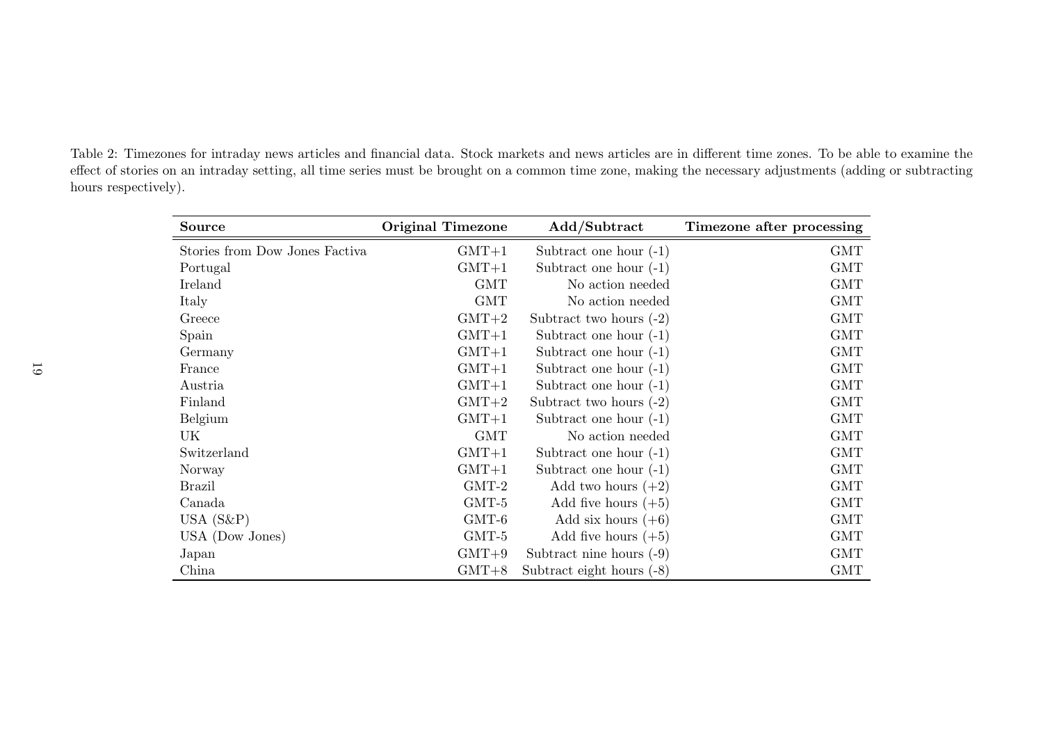Table 2: Timezones for intraday news articles and financial data. Stock markets and news articles are in different time zones. To be able to examine the effect of stories on an intraday setting, all time series must be brought on a common time zone, making the necessary adjustments (adding or subtracting hours respectively).

| **Source** | **Original Timezone** | **Add/Subtract** | **Timezone after processing** |
|---|---:|---:|---:|
| Stories from Dow Jones Factiva | GMT+1 | Subtract one hour (-1) | GMT |
| Portugal | GMT+1 | Subtract one hour (-1) | GMT |
| Ireland | GMT | No action needed | GMT |
| Italy | GMT | No action needed | GMT |
| Greece | GMT+2 | Subtract two hours (-2) | GMT |
| Spain | GMT+1 | Subtract one hour (-1) | GMT |
| Germany | GMT+1 | Subtract one hour (-1) | GMT |
| France | GMT+1 | Subtract one hour (-1) | GMT |
| Austria | GMT+1 | Subtract one hour (-1) | GMT |
| Finland | GMT+2 | Subtract two hours (-2) | GMT |
| Belgium | GMT+1 | Subtract one hour (-1) | GMT |
| UK | GMT | No action needed | GMT |
| Switzerland | GMT+1 | Subtract one hour (-1) | GMT |
| Norway | GMT+1 | Subtract one hour (-1) | GMT |
| Brazil | GMT-2 | Add two hours (+2) | GMT |
| Canada | GMT-5 | Add five hours (+5) | GMT |
| USA (S&P) | GMT-6 | Add six hours (+6) | GMT |
| USA (Dow Jones) | GMT-5 | Add five hours (+5) | GMT |
| Japan | GMT+9 | Subtract nine hours (-9) | GMT |
| China | GMT+8 | Subtract eight hours (-8) | GMT |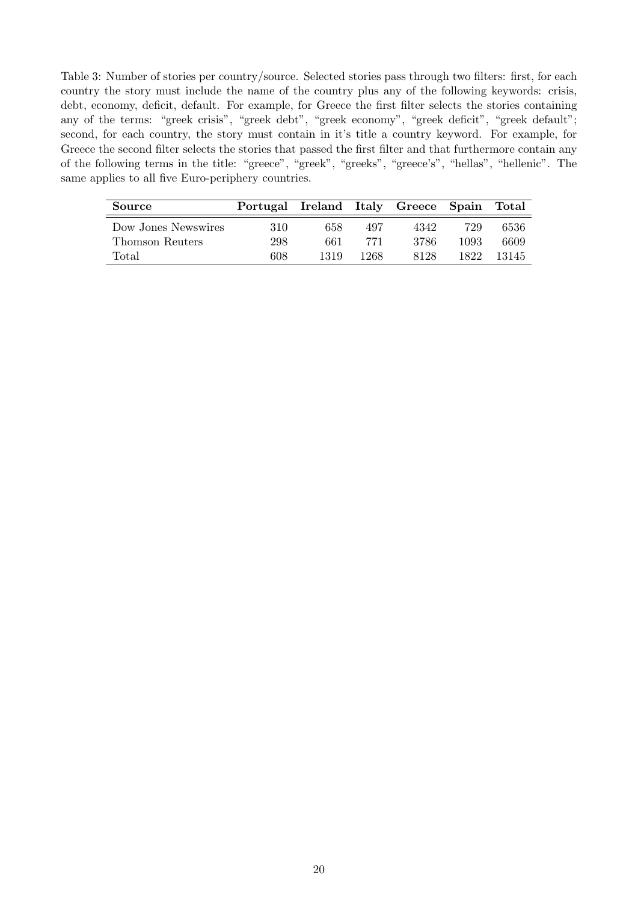Table 3: Number of stories per country/source. Selected stories pass through two filters: first, for each country the story must include the name of the country plus any of the following keywords: crisis, debt, economy, deficit, default. For example, for Greece the first filter selects the stories containing any of the terms: "greek crisis", "greek debt", "greek economy", "greek deficit", "greek default"; second, for each country, the story must contain in it's title a country keyword. For example, for Greece the second filter selects the stories that passed the first filter and that furthermore contain any of the following terms in the title: "greece", "greek", "greeks", "greece's", "hellas", "hellenic". The same applies to all five Euro-periphery countries.

| **Source** | **Portugal** | **Ireland** | **Italy** | **Greece** | **Spain** | **Total** |
|---|---|---|---|---|---|---|
| Dow Jones Newswires | 310 | 658 | 497 | 4342 | 729 | 6536 |
| Thomson Reuters | 298 | 661 | 771 | 3786 | 1093 | 6609 |
| Total | 608 | 1319 | 1268 | 8128 | 1822 | 13145 |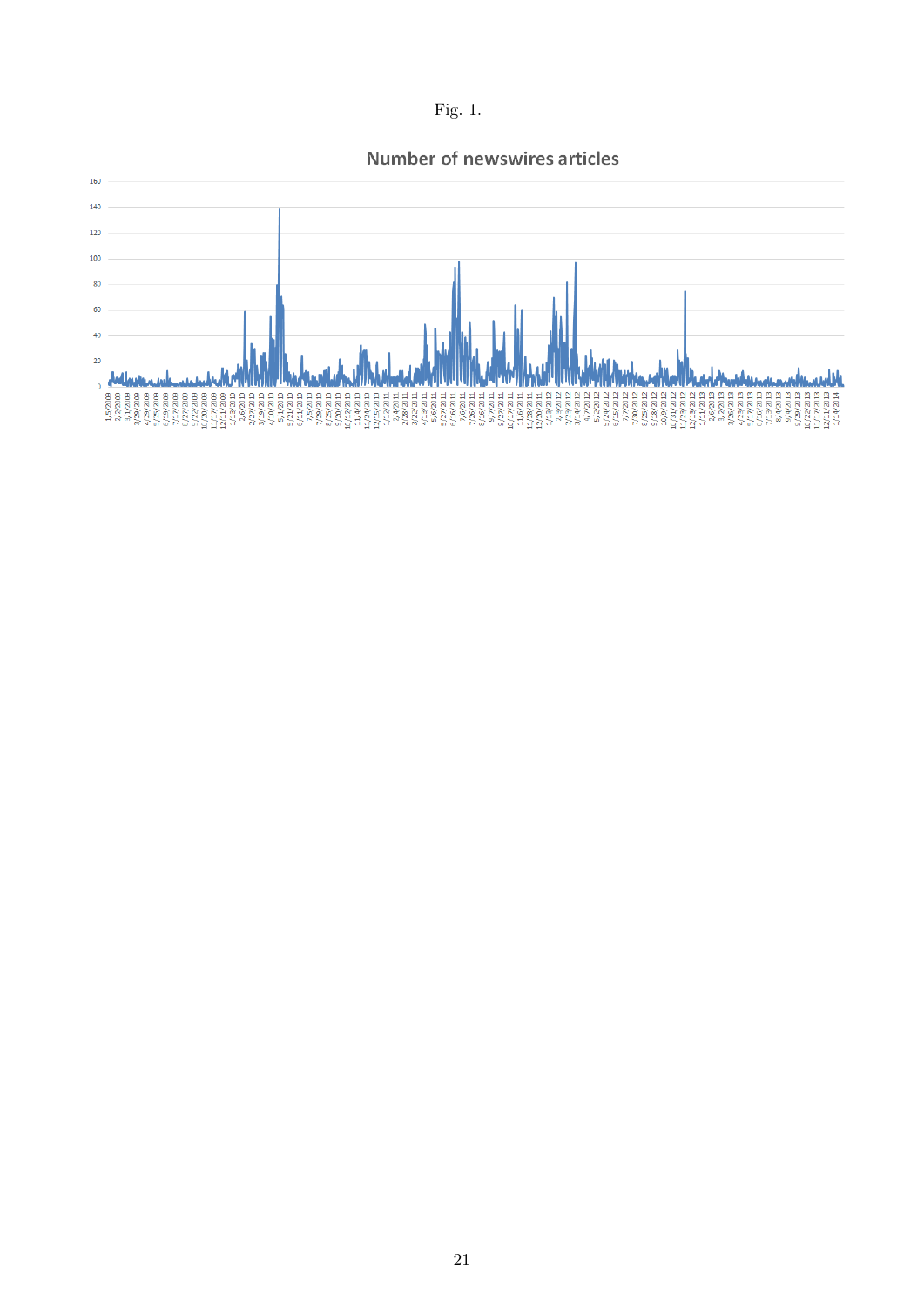Fig. 1.

Number of newswires articles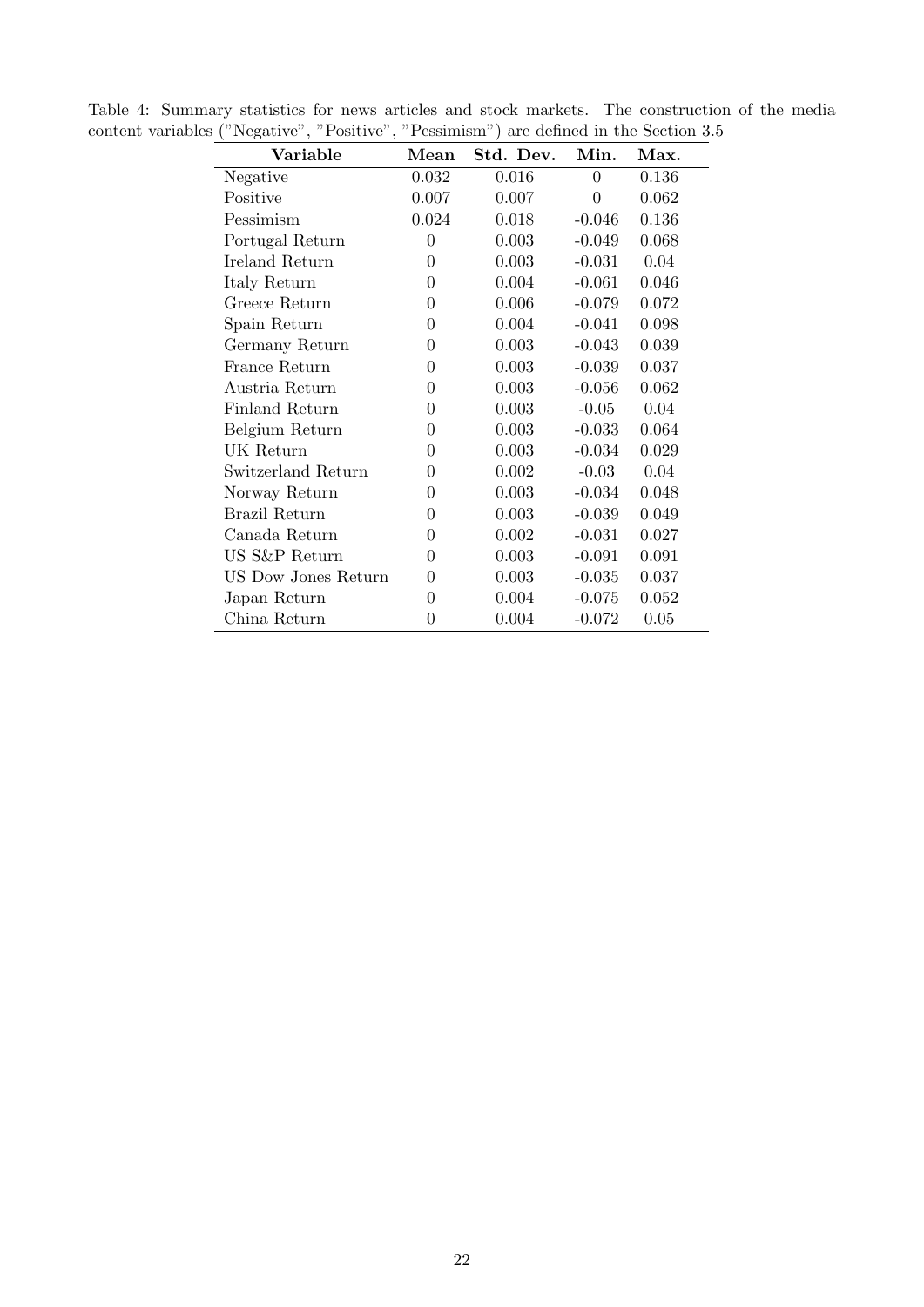Table 4: Summary statistics for news articles and stock markets. The construction of the media content variables ("Negative", "Positive", "Pessimism") are defined in the Section 3.5

| Variable | Mean | Std. Dev. | Min. | Max. |
|---|---|---|---|---|
| Negative | 0.032 | 0.016 | 0 | 0.136 |
| Positive | 0.007 | 0.007 | 0 | 0.062 |
| Pessimism | 0.024 | 0.018 | -0.046 | 0.136 |
| Portugal Return | 0 | 0.003 | -0.049 | 0.068 |
| Ireland Return | 0 | 0.003 | -0.031 | 0.04 |
| Italy Return | 0 | 0.004 | -0.061 | 0.046 |
| Greece Return | 0 | 0.006 | -0.079 | 0.072 |
| Spain Return | 0 | 0.004 | -0.041 | 0.098 |
| Germany Return | 0 | 0.003 | -0.043 | 0.039 |
| France Return | 0 | 0.003 | -0.039 | 0.037 |
| Austria Return | 0 | 0.003 | -0.056 | 0.062 |
| Finland Return | 0 | 0.003 | -0.05 | 0.04 |
| Belgium Return | 0 | 0.003 | -0.033 | 0.064 |
| UK Return | 0 | 0.003 | -0.034 | 0.029 |
| Switzerland Return | 0 | 0.002 | -0.03 | 0.04 |
| Norway Return | 0 | 0.003 | -0.034 | 0.048 |
| Brazil Return | 0 | 0.003 | -0.039 | 0.049 |
| Canada Return | 0 | 0.002 | -0.031 | 0.027 |
| US S&P Return | 0 | 0.003 | -0.091 | 0.091 |
| US Dow Jones Return | 0 | 0.003 | -0.035 | 0.037 |
| Japan Return | 0 | 0.004 | -0.075 | 0.052 |
| China Return | 0 | 0.004 | -0.072 | 0.05 |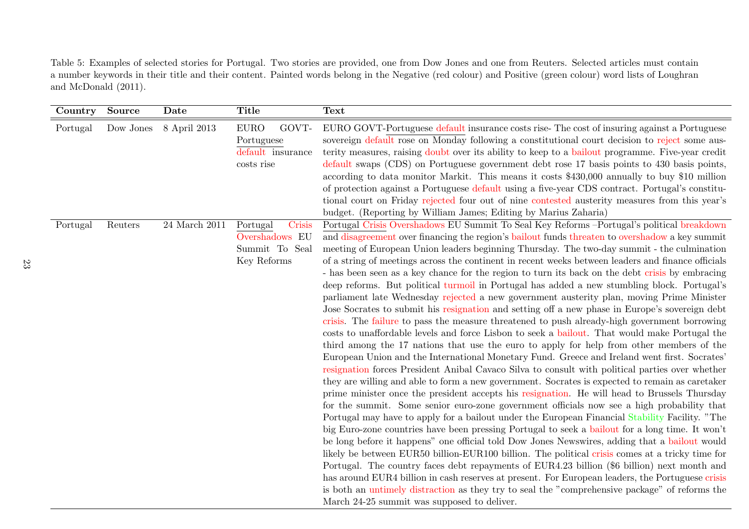Table 5: Examples of selected stories for Portugal. Two stories are provided, one from Dow Jones and one from Reuters. Selected articles must contain a number keywords in their title and their content. Painted words belong in the Negative (red colour) and Positive (green colour) word lists of Loughran and McDonald (2011).

| Country | Source | Date | Title | Text |
|---|---|---|---|---|
| Portugal | Dow Jones | 8 April 2013 | EURO GOVT-Portuguese default insurance costs rise | EURO GOVT-Portuguese default insurance costs rise- The cost of insuring against a Portuguese sovereign default rose on Monday following a constitutional court decision to reject some austerity measures, raising doubt over its ability to keep to a bailout programme. Five-year credit default swaps (CDS) on Portuguese government debt rose 17 basis points to 430 basis points, according to data monitor Markit. This means it costs $430,000 annually to buy $10 million of protection against a Portuguese default using a five-year CDS contract. Portugal's constitutional court on Friday rejected four out of nine contested austerity measures from this year's budget. (Reporting by William James; Editing by Marius Zaharia) |
| Portugal | Reuters | 24 March 2011 | Portugal Crisis Overshadows EU Summit To Seal Key Reforms | Portugal Crisis Overshadows EU Summit To Seal Key Reforms –Portugal's political breakdown and disagreement over financing the region's bailout funds threaten to overshadow a key summit meeting of European Union leaders beginning Thursday. The two-day summit - the culmination of a string of meetings across the continent in recent weeks between leaders and finance officials - has been seen as a key chance for the region to turn its back on the debt crisis by embracing deep reforms. But political turmoil in Portugal has added a new stumbling block. Portugal's parliament late Wednesday rejected a new government austerity plan, moving Prime Minister Jose Socrates to submit his resignation and setting off a new phase in Europe's sovereign debt crisis. The failure to pass the measure threatened to push already-high government borrowing costs to unaffordable levels and force Lisbon to seek a bailout. That would make Portugal the third among the 17 nations that use the euro to apply for help from other members of the European Union and the International Monetary Fund. Greece and Ireland went first. Socrates' resignation forces President Anibal Cavaco Silva to consult with political parties over whether they are willing and able to form a new government. Socrates is expected to remain as caretaker prime minister once the president accepts his resignation. He will head to Brussels Thursday for the summit. Some senior euro-zone government officials now see a high probability that Portugal may have to apply for a bailout under the European Financial Stability Facility. "The big Euro-zone countries have been pressing Portugal to seek a bailout for a long time. It won't be long before it happens" one official told Dow Jones Newswires, adding that a bailout would likely be between EUR50 billion-EUR100 billion. The political crisis comes at a tricky time for Portugal. The country faces debt repayments of EUR4.23 billion ($6 billion) next month and has around EUR4 billion in cash reserves at present. For European leaders, the Portuguese crisis is both an untimely distraction as they try to seal the "comprehensive package" of reforms the March 24-25 summit was supposed to deliver. |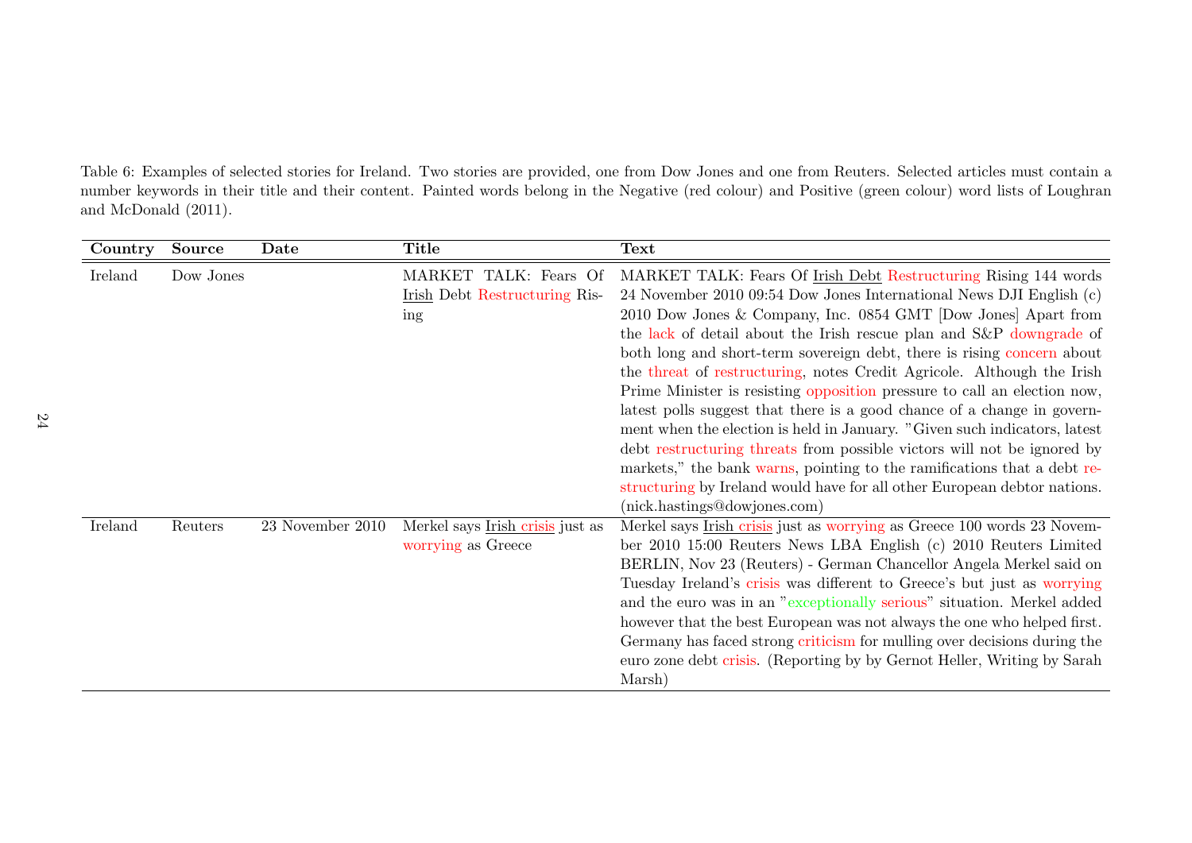Table 6: Examples of selected stories for Ireland. Two stories are provided, one from Dow Jones and one from Reuters. Selected articles must contain a number keywords in their title and their content. Painted words belong in the Negative (red colour) and Positive (green colour) word lists of Loughran and McDonald (2011).

| Country | Source | Date | Title | Text |
|---|---|---|---|---|
| Ireland | Dow Jones | | MARKET TALK: Fears Of Irish Debt Restructuring Rising | MARKET TALK: Fears Of Irish Debt Restructuring Rising 144 words 24 November 2010 09:54 Dow Jones International News DJI English (c) 2010 Dow Jones & Company, Inc. 0854 GMT [Dow Jones] Apart from the lack of detail about the Irish rescue plan and S&P downgrade of both long and short-term sovereign debt, there is rising concern about the threat of restructuring, notes Credit Agricole. Although the Irish Prime Minister is resisting opposition pressure to call an election now, latest polls suggest that there is a good chance of a change in government when the election is held in January. "Given such indicators, latest debt restructuring threats from possible victors will not be ignored by markets," the bank warns, pointing to the ramifications that a debt restructuring by Ireland would have for all other European debtor nations. (nick.hastings@dowjones.com) |
| Ireland | Reuters | 23 November 2010 | Merkel says Irish crisis just as worrying as Greece | Merkel says Irish crisis just as worrying as Greece 100 words 23 November 2010 15:00 Reuters News LBA English (c) 2010 Reuters Limited BERLIN, Nov 23 (Reuters) - German Chancellor Angela Merkel said on Tuesday Ireland's crisis was different to Greece's but just as worrying and the euro was in an "exceptionally serious" situation. Merkel added however that the best European was not always the one who helped first. Germany has faced strong criticism for mulling over decisions during the euro zone debt crisis. (Reporting by by Gernot Heller, Writing by Sarah Marsh) |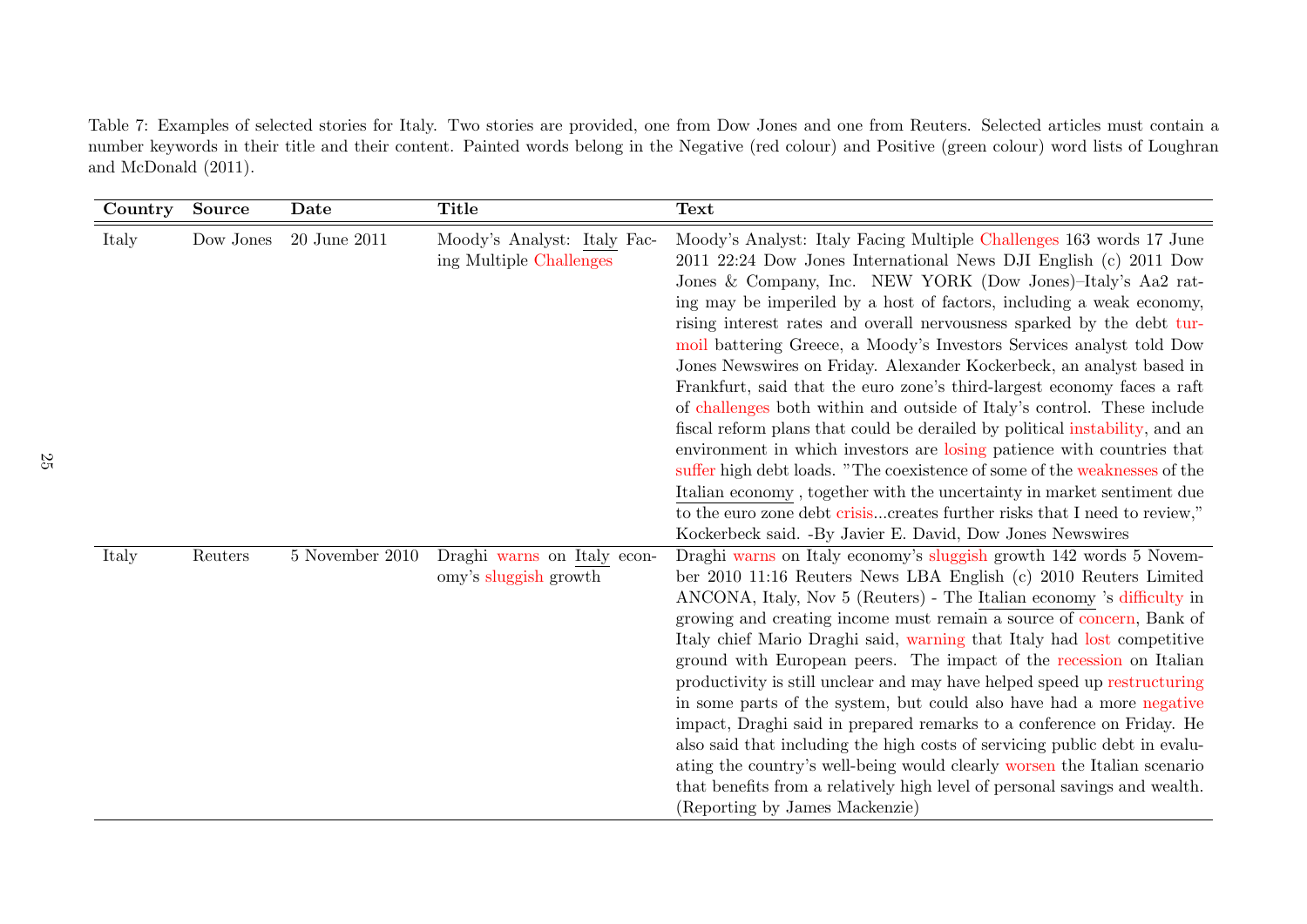Table 7: Examples of selected stories for Italy. Two stories are provided, one from Dow Jones and one from Reuters. Selected articles must contain a number keywords in their title and their content. Painted words belong in the Negative (red colour) and Positive (green colour) word lists of Loughran and McDonald (2011).

| Country | Source | Date | Title | Text |
|---|---|---|---|---|
| Italy | Dow Jones | 20 June 2011 | Moody's Analyst: Italy Facing Multiple Challenges | Moody's Analyst: Italy Facing Multiple Challenges 163 words 17 June 2011 22:24 Dow Jones International News DJI English (c) 2011 Dow Jones & Company, Inc. NEW YORK (Dow Jones)–Italy's Aa2 rating may be imperiled by a host of factors, including a weak economy, rising interest rates and overall nervousness sparked by the debt turmoil battering Greece, a Moody's Investors Services analyst told Dow Jones Newswires on Friday. Alexander Kockerbeck, an analyst based in Frankfurt, said that the euro zone's third-largest economy faces a raft of challenges both within and outside of Italy's control. These include fiscal reform plans that could be derailed by political instability, and an environment in which investors are losing patience with countries that suffer high debt loads. "The coexistence of some of the weaknesses of the Italian economy , together with the uncertainty in market sentiment due to the euro zone debt crisis...creates further risks that I need to review," Kockerbeck said. -By Javier E. David, Dow Jones Newswires |
| Italy | Reuters | 5 November 2010 | Draghi warns on Italy economy's sluggish growth | Draghi warns on Italy economy's sluggish growth 142 words 5 November 2010 11:16 Reuters News LBA English (c) 2010 Reuters Limited ANCONA, Italy, Nov 5 (Reuters) - The Italian economy 's difficulty in growing and creating income must remain a source of concern, Bank of Italy chief Mario Draghi said, warning that Italy had lost competitive ground with European peers. The impact of the recession on Italian productivity is still unclear and may have helped speed up restructuring in some parts of the system, but could also have had a more negative impact, Draghi said in prepared remarks to a conference on Friday. He also said that including the high costs of servicing public debt in evaluating the country's well-being would clearly worsen the Italian scenario that benefits from a relatively high level of personal savings and wealth. (Reporting by James Mackenzie) |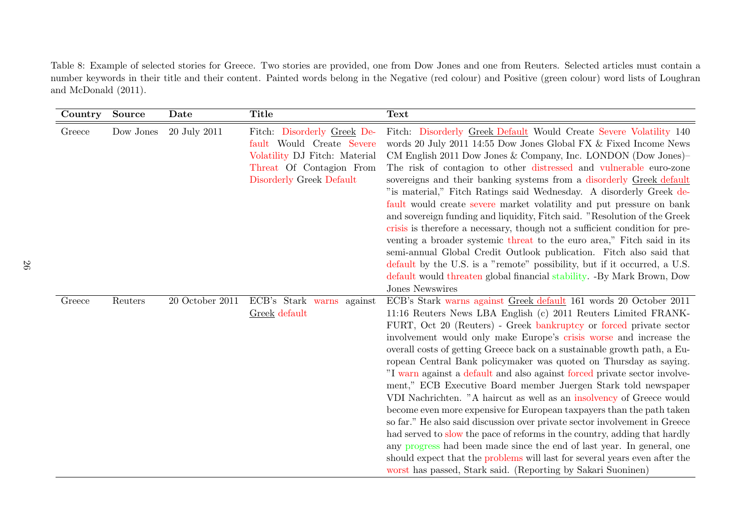Table 8: Example of selected stories for Greece. Two stories are provided, one from Dow Jones and one from Reuters. Selected articles must contain a number keywords in their title and their content. Painted words belong in the Negative (red colour) and Positive (green colour) word lists of Loughran and McDonald (2011).

| Country | Source | Date | Title | Text |
|---|---|---|---|---|
| Greece | Dow Jones | 20 July 2011 | Fitch: Disorderly Greek Default Would Create Severe Volatility DJ Fitch: Material Threat Of Contagion From Disorderly Greek Default | Fitch: Disorderly Greek Default Would Create Severe Volatility 140 words 20 July 2011 14:55 Dow Jones Global FX & Fixed Income News CM English 2011 Dow Jones & Company, Inc. LONDON (Dow Jones)– The risk of contagion to other distressed and vulnerable euro-zone sovereigns and their banking systems from a disorderly Greek default "is material," Fitch Ratings said Wednesday. A disorderly Greek default would create severe market volatility and put pressure on bank and sovereign funding and liquidity, Fitch said. "Resolution of the Greek crisis is therefore a necessary, though not a sufficient condition for preventing a broader systemic threat to the euro area," Fitch said in its semi-annual Global Credit Outlook publication. Fitch also said that default by the U.S. is a "remote" possibility, but if it occurred, a U.S. default would threaten global financial stability. -By Mark Brown, Dow Jones Newswires |
| Greece | Reuters | 20 October 2011 | ECB's Stark warns against Greek default | ECB's Stark warns against Greek default 161 words 20 October 2011 11:16 Reuters News LBA English (c) 2011 Reuters Limited FRANKFURT, Oct 20 (Reuters) - Greek bankruptcy or forced private sector involvement would only make Europe's crisis worse and increase the overall costs of getting Greece back on a sustainable growth path, a European Central Bank policymaker was quoted on Thursday as saying. "I warn against a default and also against forced private sector involvement," ECB Executive Board member Juergen Stark told newspaper VDI Nachrichten. "A haircut as well as an insolvency of Greece would become even more expensive for European taxpayers than the path taken so far." He also said discussion over private sector involvement in Greece had served to slow the pace of reforms in the country, adding that hardly any progress had been made since the end of last year. In general, one should expect that the problems will last for several years even after the worst has passed, Stark said. (Reporting by Sakari Suoninen) |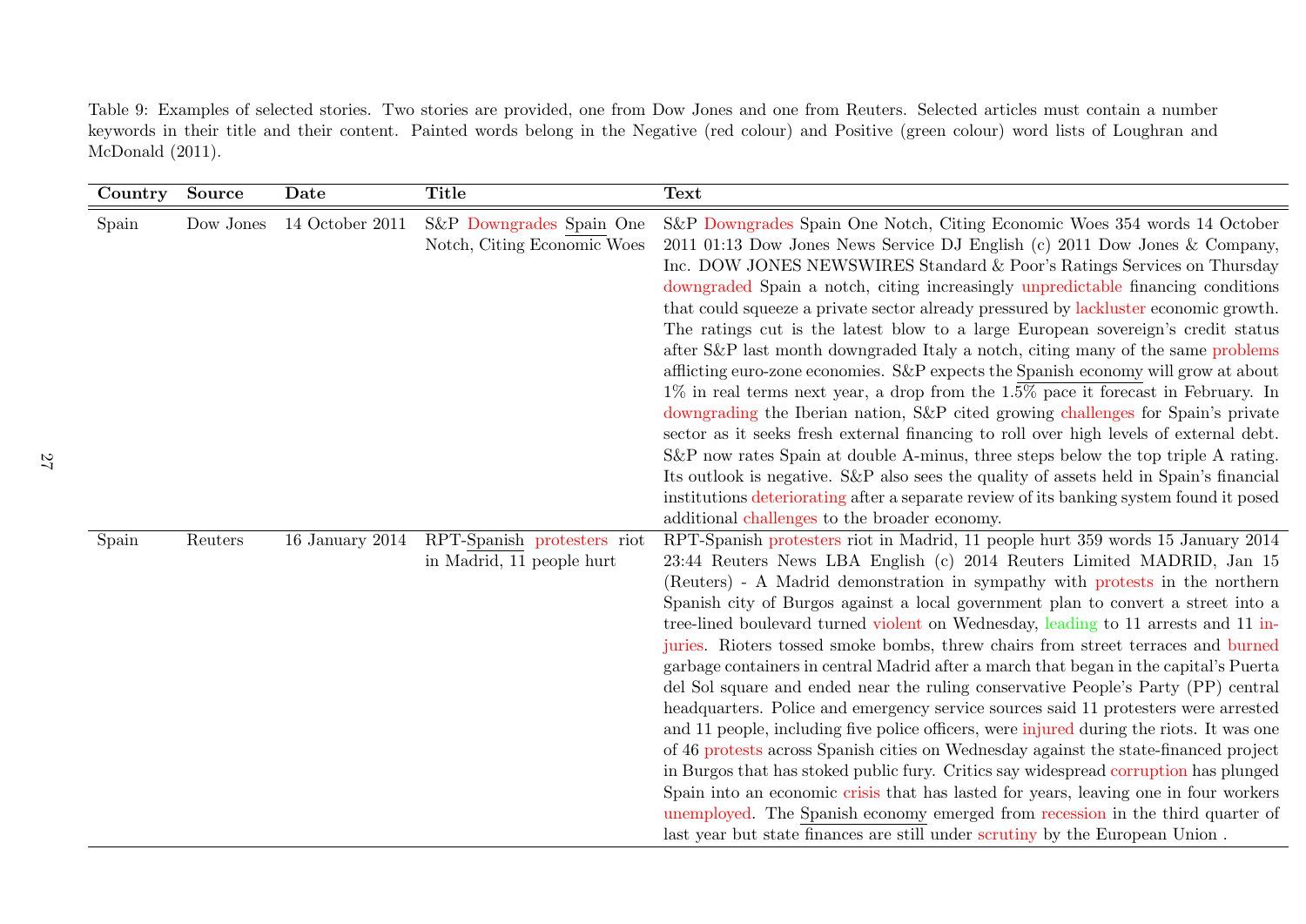Table 9: Examples of selected stories. Two stories are provided, one from Dow Jones and one from Reuters. Selected articles must contain a number keywords in their title and their content. Painted words belong in the Negative (red colour) and Positive (green colour) word lists of Loughran and McDonald (2011).

| Country | Source | Date | Title | Text |
|---|---|---|---|---|
| Spain | Dow Jones | 14 October 2011 | S&P Downgrades Spain One Notch, Citing Economic Woes | S&P Downgrades Spain One Notch, Citing Economic Woes 354 words 14 October 2011 01:13 Dow Jones News Service DJ English (c) 2011 Dow Jones & Company, Inc. DOW JONES NEWSWIRES Standard & Poor's Ratings Services on Thursday downgraded Spain a notch, citing increasingly unpredictable financing conditions that could squeeze a private sector already pressured by lackluster economic growth. The ratings cut is the latest blow to a large European sovereign's credit status after S&P last month downgraded Italy a notch, citing many of the same problems afflicting euro-zone economies. S&P expects the Spanish economy will grow at about 1% in real terms next year, a drop from the 1.5% pace it forecast in February. In downgrading the Iberian nation, S&P cited growing challenges for Spain's private sector as it seeks fresh external financing to roll over high levels of external debt. S&P now rates Spain at double A-minus, three steps below the top triple A rating. Its outlook is negative. S&P also sees the quality of assets held in Spain's financial institutions deteriorating after a separate review of its banking system found it posed additional challenges to the broader economy. |
| Spain | Reuters | 16 January 2014 | RPT-Spanish protesters riot in Madrid, 11 people hurt | RPT-Spanish protesters riot in Madrid, 11 people hurt 359 words 15 January 2014 23:44 Reuters News LBA English (c) 2014 Reuters Limited MADRID, Jan 15 (Reuters) - A Madrid demonstration in sympathy with protests in the northern Spanish city of Burgos against a local government plan to convert a street into a tree-lined boulevard turned violent on Wednesday, leading to 11 arrests and 11 injuries. Rioters tossed smoke bombs, threw chairs from street terraces and burned garbage containers in central Madrid after a march that began in the capital's Puerta del Sol square and ended near the ruling conservative People's Party (PP) central headquarters. Police and emergency service sources said 11 protesters were arrested and 11 people, including five police officers, were injured during the riots. It was one of 46 protests across Spanish cities on Wednesday against the state-financed project in Burgos that has stoked public fury. Critics say widespread corruption has plunged Spain into an economic crisis that has lasted for years, leaving one in four workers unemployed. The Spanish economy emerged from recession in the third quarter of last year but state finances are still under scrutiny by the European Union . |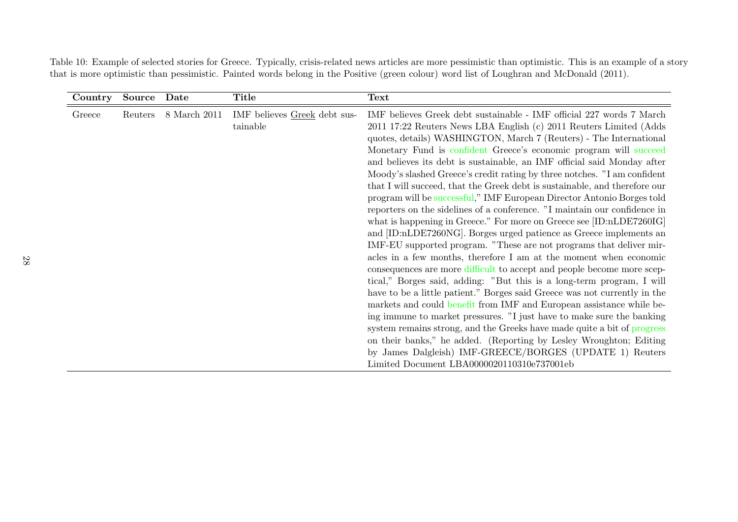Table 10: Example of selected stories for Greece. Typically, crisis-related news articles are more pessimistic than optimistic. This is an example of a story that is more optimistic than pessimistic. Painted words belong in the Positive (green colour) word list of Loughran and McDonald (2011).

| Country | Source | Date | Title | Text |
|---|---|---|---|---|
| Greece | Reuters | 8 March 2011 | IMF believes Greek debt sustainable | IMF believes Greek debt sustainable - IMF official 227 words 7 March 2011 17:22 Reuters News LBA English (c) 2011 Reuters Limited (Adds quotes, details) WASHINGTON, March 7 (Reuters) - The International Monetary Fund is confident Greece's economic program will succeed and believes its debt is sustainable, an IMF official said Monday after Moody's slashed Greece's credit rating by three notches. "I am confident that I will succeed, that the Greek debt is sustainable, and therefore our program will be successful," IMF European Director Antonio Borges told reporters on the sidelines of a conference. "I maintain our confidence in what is happening in Greece." For more on Greece see [ID:nLDE7260IG] and [ID:nLDE7260NG]. Borges urged patience as Greece implements an IMF-EU supported program. "These are not programs that deliver miracles in a few months, therefore I am at the moment when economic consequences are more difficult to accept and people become more sceptical," Borges said, adding: "But this is a long-term program, I will have to be a little patient." Borges said Greece was not currently in the markets and could benefit from IMF and European assistance while being immune to market pressures. "I just have to make sure the banking system remains strong, and the Greeks have made quite a bit of progress on their banks," he added. (Reporting by Lesley Wroughton; Editing by James Dalgleish) IMF-GREECE/BORGES (UPDATE 1) Reuters Limited Document LBA0000020110310e737001eb |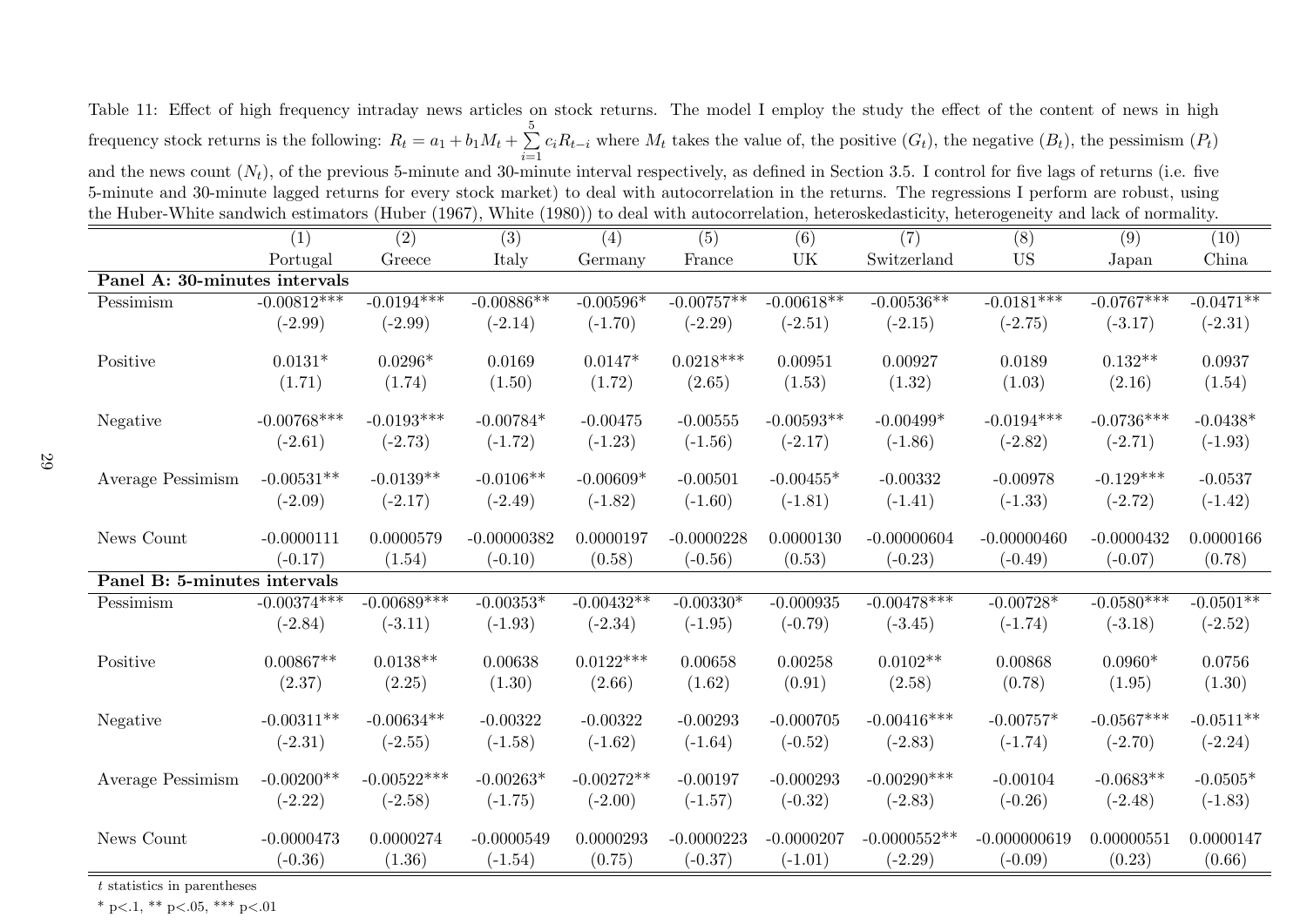Table 11: Effect of high frequency intraday news articles on stock returns. The model I employ the study the effect of the content of news in high frequency stock returns is the following: $R_t = a_1 + b_1 M_t + \sum_{i=1}^{5} c_i R_{t-i}$ where $M_t$ takes the value of, the positive ($G_t$), the negative ($B_t$), the pessimism ($P_t$) and the news count ($N_t$), of the previous 5-minute and 30-minute interval respectively, as defined in Section 3.5. I control for five lags of returns (i.e. five 5-minute and 30-minute lagged returns for every stock market) to deal with autocorrelation in the returns. The regressions I perform are robust, using the Huber-White sandwich estimators (Huber (1967), White (1980)) to deal with autocorrelation, heteroskedasticity, heterogeneity and lack of normality.

| | (1) | (2) | (3) | (4) | (5) | (6) | (7) | (8) | (9) | (10) |
|---|---|---|---|---|---|---|---|---|---|---|
| | Portugal | Greece | Italy | Germany | France | UK | Switzerland | US | Japan | China |
| **Panel A: 30-minutes intervals** | | | | | | | | | | |
| Pessimism | -0.00812*** | -0.0194*** | -0.00886** | -0.00596* | -0.00757** | -0.00618** | -0.00536** | -0.0181*** | -0.0767*** | -0.0471** |
| | (-2.99) | (-2.99) | (-2.14) | (-1.70) | (-2.29) | (-2.51) | (-2.15) | (-2.75) | (-3.17) | (-2.31) |
| Positive | 0.0131* | 0.0296* | 0.0169 | 0.0147* | 0.0218*** | 0.00951 | 0.00927 | 0.0189 | 0.132** | 0.0937 |
| | (1.71) | (1.74) | (1.50) | (1.72) | (2.65) | (1.53) | (1.32) | (1.03) | (2.16) | (1.54) |
| Negative | -0.00768*** | -0.0193*** | -0.00784* | -0.00475 | -0.00555 | -0.00593** | -0.00499* | -0.0194*** | -0.0736*** | -0.0438* |
| | (-2.61) | (-2.73) | (-1.72) | (-1.23) | (-1.56) | (-2.17) | (-1.86) | (-2.82) | (-2.71) | (-1.93) |
| Average Pessimism | -0.00531** | -0.0139** | -0.0106** | -0.00609* | -0.00501 | -0.00455* | -0.00332 | -0.00978 | -0.129*** | -0.0537 |
| | (-2.09) | (-2.17) | (-2.49) | (-1.82) | (-1.60) | (-1.81) | (-1.41) | (-1.33) | (-2.72) | (-1.42) |
| News Count | -0.0000111 | 0.0000579 | -0.00000382 | 0.0000197 | -0.0000228 | 0.0000130 | -0.00000604 | -0.00000460 | -0.0000432 | 0.0000166 |
| | (-0.17) | (1.54) | (-0.10) | (0.58) | (-0.56) | (0.53) | (-0.23) | (-0.49) | (-0.07) | (0.78) |
| **Panel B: 5-minutes intervals** | | | | | | | | | | |
| Pessimism | -0.00374*** | -0.00689*** | -0.00353* | -0.00432** | -0.00330* | -0.000935 | -0.00478*** | -0.00728* | -0.0580*** | -0.0501** |
| | (-2.84) | (-3.11) | (-1.93) | (-2.34) | (-1.95) | (-0.79) | (-3.45) | (-1.74) | (-3.18) | (-2.52) |
| Positive | 0.00867** | 0.0138** | 0.00638 | 0.0122*** | 0.00658 | 0.00258 | 0.0102** | 0.00868 | 0.0960* | 0.0756 |
| | (2.37) | (2.25) | (1.30) | (2.66) | (1.62) | (0.91) | (2.58) | (0.78) | (1.95) | (1.30) |
| Negative | -0.00311** | -0.00634** | -0.00322 | -0.00322 | -0.00293 | -0.000705 | -0.00416*** | -0.00757* | -0.0567*** | -0.0511** |
| | (-2.31) | (-2.55) | (-1.58) | (-1.62) | (-1.64) | (-0.52) | (-2.83) | (-1.74) | (-2.70) | (-2.24) |
| Average Pessimism | -0.00200** | -0.00522*** | -0.00263* | -0.00272** | -0.00197 | -0.000293 | -0.00290*** | -0.00104 | -0.0683** | -0.0505* |
| | (-2.22) | (-2.58) | (-1.75) | (-2.00) | (-1.57) | (-0.32) | (-2.83) | (-0.26) | (-2.48) | (-1.83) |
| News Count | -0.0000473 | 0.0000274 | -0.0000549 | 0.0000293 | -0.0000223 | -0.0000207 | -0.0000552** | -0.000000619 | 0.00000551 | 0.0000147 |
| | (-0.36) | (1.36) | (-1.54) | (0.75) | (-0.37) | (-1.01) | (-2.29) | (-0.09) | (0.23) | (0.66) |

$t$ statistics in parentheses

* p<.1, ** p<.05, *** p<.01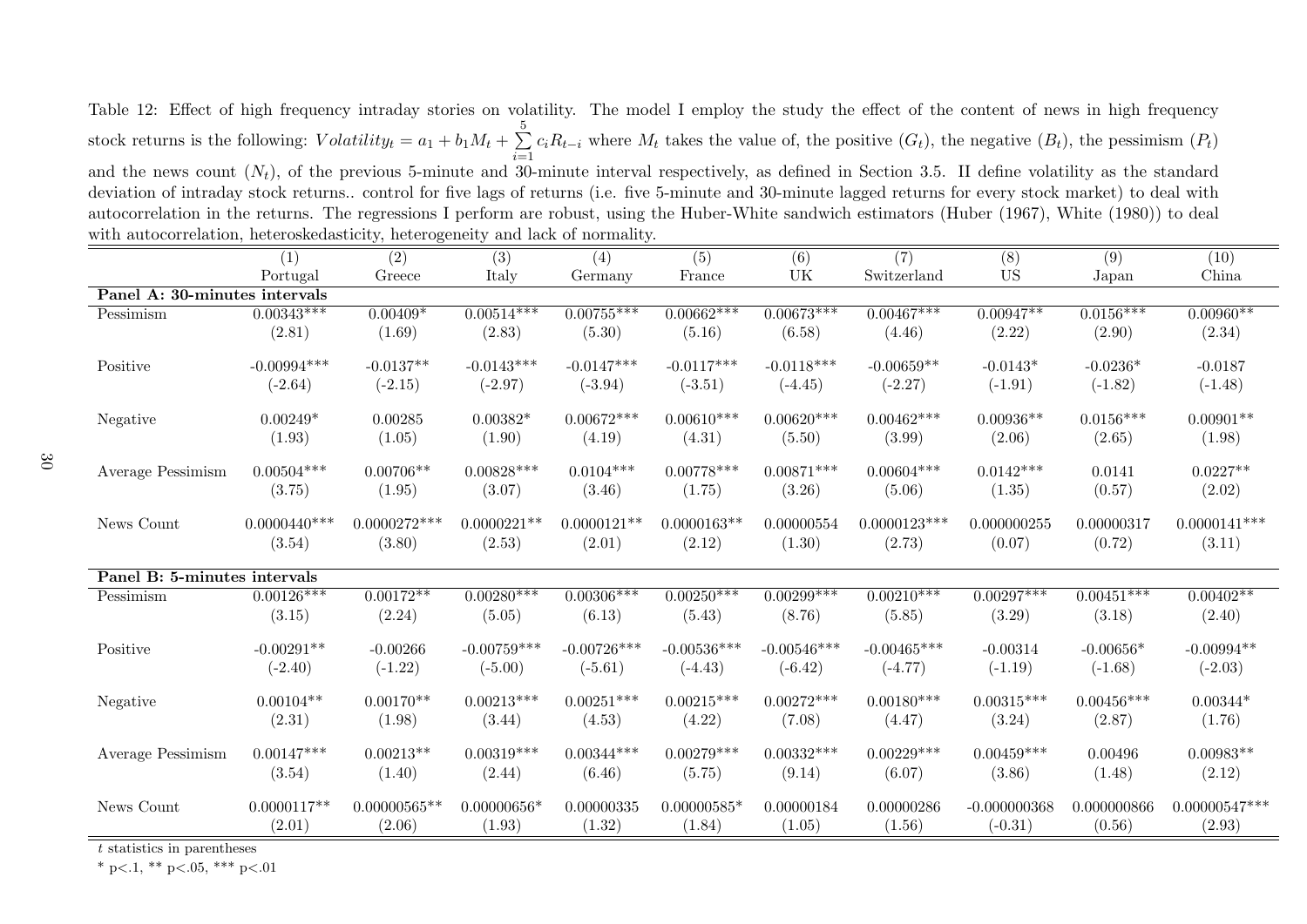Table 12: Effect of high frequency intraday stories on volatility. The model I employ the study the effect of the content of news in high frequency stock returns is the following: $Volatility_t = a_1 + b_1 M_t + \sum_{i=1}^{5} c_i R_{t-i}$ where $M_t$ takes the value of, the positive ($G_t$), the negative ($B_t$), the pessimism ($P_t$) and the news count ($N_t$), of the previous 5-minute and 30-minute interval respectively, as defined in Section 3.5. II define volatility as the standard deviation of intraday stock returns.. control for five lags of returns (i.e. five 5-minute and 30-minute lagged returns for every stock market) to deal with autocorrelation in the returns. The regressions I perform are robust, using the Huber-White sandwich estimators (Huber (1967), White (1980)) to deal with autocorrelation, heteroskedasticity, heterogeneity and lack of normality.

| | (1) | (2) | (3) | (4) | (5) | (6) | (7) | (8) | (9) | (10) |
|---|---|---|---|---|---|---|---|---|---|---|
| | Portugal | Greece | Italy | Germany | France | UK | Switzerland | US | Japan | China |
| **Panel A: 30-minutes intervals** | | | | | | | | | | |
| Pessimism | 0.00343*** | 0.00409* | 0.00514*** | 0.00755*** | 0.00662*** | 0.00673*** | 0.00467*** | 0.00947** | 0.0156*** | 0.00960** |
| | (2.81) | (1.69) | (2.83) | (5.30) | (5.16) | (6.58) | (4.46) | (2.22) | (2.90) | (2.34) |
| Positive | -0.00994*** | -0.0137** | -0.0143*** | -0.0147*** | -0.0117*** | -0.0118*** | -0.00659** | -0.0143* | -0.0236* | -0.0187 |
| | (-2.64) | (-2.15) | (-2.97) | (-3.94) | (-3.51) | (-4.45) | (-2.27) | (-1.91) | (-1.82) | (-1.48) |
| Negative | 0.00249* | 0.00285 | 0.00382* | 0.00672*** | 0.00610*** | 0.00620*** | 0.00462*** | 0.00936** | 0.0156*** | 0.00901** |
| | (1.93) | (1.05) | (1.90) | (4.19) | (4.31) | (5.50) | (3.99) | (2.06) | (2.65) | (1.98) |
| Average Pessimism | 0.00504*** | 0.00706** | 0.00828*** | 0.0104*** | 0.00778*** | 0.00871*** | 0.00604*** | 0.0142*** | 0.0141 | 0.0227** |
| | (3.75) | (1.95) | (3.07) | (3.46) | (1.75) | (3.26) | (5.06) | (1.35) | (0.57) | (2.02) |
| News Count | 0.0000440*** | 0.0000272*** | 0.0000221** | 0.0000121** | 0.0000163** | 0.00000554 | 0.0000123*** | 0.000000255 | 0.00000317 | 0.0000141*** |
| | (3.54) | (3.80) | (2.53) | (2.01) | (2.12) | (1.30) | (2.73) | (0.07) | (0.72) | (3.11) |
| **Panel B: 5-minutes intervals** | | | | | | | | | | |
| Pessimism | 0.00126*** | 0.00172** | 0.00280*** | 0.00306*** | 0.00250*** | 0.00299*** | 0.00210*** | 0.00297*** | 0.00451*** | 0.00402** |
| | (3.15) | (2.24) | (5.05) | (6.13) | (5.43) | (8.76) | (5.85) | (3.29) | (3.18) | (2.40) |
| Positive | -0.00291** | -0.00266 | -0.00759*** | -0.00726*** | -0.00536*** | -0.00546*** | -0.00465*** | -0.00314 | -0.00656* | -0.00994** |
| | (-2.40) | (-1.22) | (-5.00) | (-5.61) | (-4.43) | (-6.42) | (-4.77) | (-1.19) | (-1.68) | (-2.03) |
| Negative | 0.00104** | 0.00170** | 0.00213*** | 0.00251*** | 0.00215*** | 0.00272*** | 0.00180*** | 0.00315*** | 0.00456*** | 0.00344* |
| | (2.31) | (1.98) | (3.44) | (4.53) | (4.22) | (7.08) | (4.47) | (3.24) | (2.87) | (1.76) |
| Average Pessimism | 0.00147*** | 0.00213** | 0.00319*** | 0.00344*** | 0.00279*** | 0.00332*** | 0.00229*** | 0.00459*** | 0.00496 | 0.00983** |
| | (3.54) | (1.40) | (2.44) | (6.46) | (5.75) | (9.14) | (6.07) | (3.86) | (1.48) | (2.12) |
| News Count | 0.0000117** | 0.00000565** | 0.00000656* | 0.00000335 | 0.00000585* | 0.00000184 | 0.00000286 | -0.000000368 | 0.000000866 | 0.00000547*** |
| | (2.01) | (2.06) | (1.93) | (1.32) | (1.84) | (1.05) | (1.56) | (-0.31) | (0.56) | (2.93) |

$t$ statistics in parentheses

* p<.1, ** p<.05, *** p<.01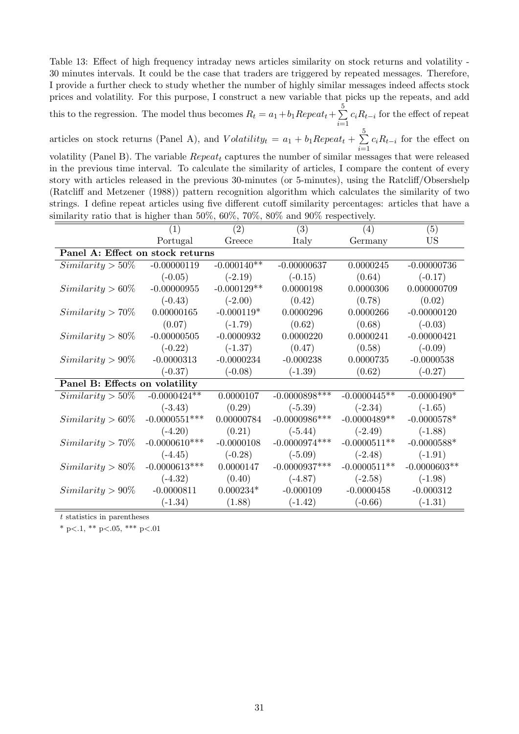Table 13: Effect of high frequency intraday news articles similarity on stock returns and volatility - 30 minutes intervals. It could be the case that traders are triggered by repeated messages. Therefore, I provide a further check to study whether the number of highly similar messages indeed affects stock prices and volatility. For this purpose, I construct a new variable that picks up the repeats, and add this to the regression. The model thus becomes $R_t = a_1 + b_1 Repeat_t + \sum_{i=1}^{5} c_i R_{t-i}$ for the effect of repeat articles on stock returns (Panel A), and $Volatility_t = a_1 + b_1 Repeat_t + \sum_{i=1}^{5} c_i R_{t-i}$ for the effect on volatility (Panel B). The variable $Repeat_t$ captures the number of similar messages that were released in the previous time interval. To calculate the similarity of articles, I compare the content of every story with articles released in the previous 30-minutes (or 5-minutes), using the Ratcliff/Obsershelp (Ratcliff and Metzener (1988)) pattern recognition algorithm which calculates the similarity of two strings. I define repeat articles using five different cutoff similarity percentages: articles that have a similarity ratio that is higher than 50%, 60%, 70%, 80% and 90% respectively.

| | (1) | (2) | (3) | (4) | (5) |
|---|---|---|---|---|---|
| | Portugal | Greece | Italy | Germany | US |
| **Panel A: Effect on stock returns** | | | | | |
| $Similarity > 50\%$ | -0.00000119 | -0.000140** | -0.00000637 | 0.0000245 | -0.00000736 |
| | (-0.05) | (-2.19) | (-0.15) | (0.64) | (-0.17) |
| $Similarity > 60\%$ | -0.00000955 | -0.000129** | 0.0000198 | 0.0000306 | 0.000000709 |
| | (-0.43) | (-2.00) | (0.42) | (0.78) | (0.02) |
| $Similarity > 70\%$ | 0.00000165 | -0.000119* | 0.0000296 | 0.0000266 | -0.00000120 |
| | (0.07) | (-1.79) | (0.62) | (0.68) | (-0.03) |
| $Similarity > 80\%$ | -0.00000505 | -0.0000932 | 0.0000220 | 0.0000241 | -0.00000421 |
| | (-0.22) | (-1.37) | (0.47) | (0.58) | (-0.09) |
| $Similarity > 90\%$ | -0.0000313 | -0.0000234 | -0.000238 | 0.0000735 | -0.0000538 |
| | (-0.37) | (-0.08) | (-1.39) | (0.62) | (-0.27) |
| **Panel B: Effects on volatility** | | | | | |
| $Similarity > 50\%$ | -0.0000424** | 0.0000107 | -0.0000898*** | -0.0000445** | -0.0000490* |
| | (-3.43) | (0.29) | (-5.39) | (-2.34) | (-1.65) |
| $Similarity > 60\%$ | -0.0000551*** | 0.00000784 | -0.0000986*** | -0.0000489** | -0.0000578* |
| | (-4.20) | (0.21) | (-5.44) | (-2.49) | (-1.88) |
| $Similarity > 70\%$ | -0.0000610*** | -0.0000108 | -0.0000974*** | -0.0000511** | -0.0000588* |
| | (-4.45) | (-0.28) | (-5.09) | (-2.48) | (-1.91) |
| $Similarity > 80\%$ | -0.0000613*** | 0.0000147 | -0.0000937*** | -0.0000511** | -0.0000603** |
| | (-4.32) | (0.40) | (-4.87) | (-2.58) | (-1.98) |
| $Similarity > 90\%$ | -0.0000811 | 0.000234* | -0.000109 | -0.0000458 | -0.000312 |
| | (-1.34) | (1.88) | (-1.42) | (-0.66) | (-1.31) |

$t$ statistics in parentheses

* p<.1, ** p<.05, *** p<.01